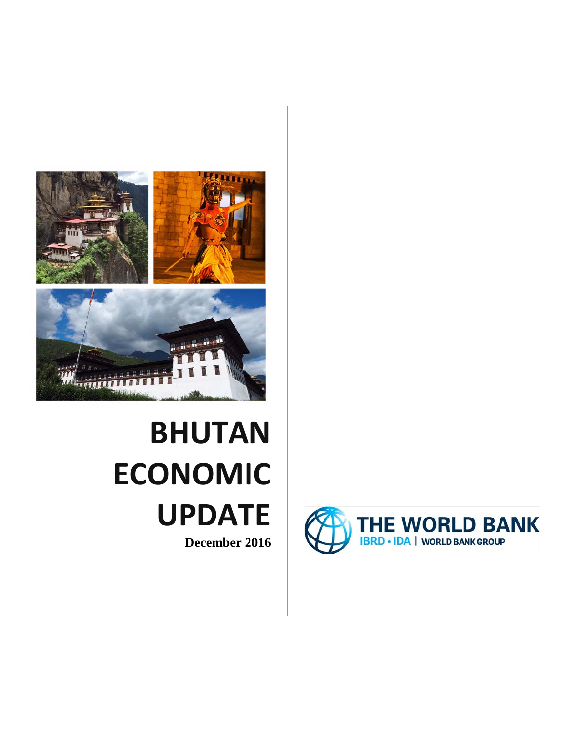# BHUTAN ECONOMIC UPDATE

**December 2016**

THE WORLD BANK
IBRD • IDA | WORLD BANK GROUP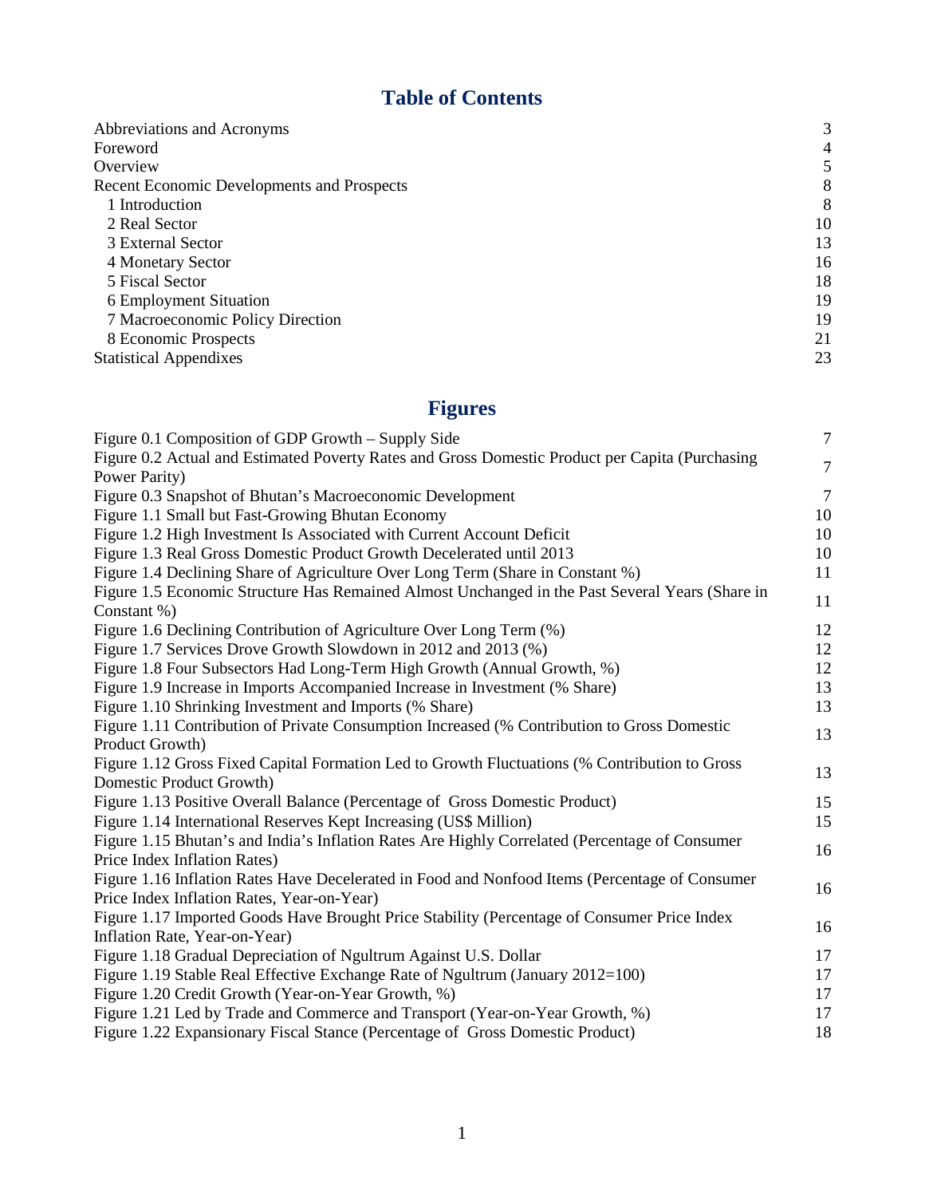# Table of Contents

| | |
|---|---|
| Abbreviations and Acronyms | 3 |
| Foreword | 4 |
| Overview | 5 |
| Recent Economic Developments and Prospects | 8 |
| 1 Introduction | 8 |
| 2 Real Sector | 10 |
| 3 External Sector | 13 |
| 4 Monetary Sector | 16 |
| 5 Fiscal Sector | 18 |
| 6 Employment Situation | 19 |
| 7 Macroeconomic Policy Direction | 19 |
| 8 Economic Prospects | 21 |
| Statistical Appendixes | 23 |

# Figures

| | |
|---|---|
| Figure 0.1 Composition of GDP Growth – Supply Side | 7 |
| Figure 0.2 Actual and Estimated Poverty Rates and Gross Domestic Product per Capita (Purchasing Power Parity) | 7 |
| Figure 0.3 Snapshot of Bhutan's Macroeconomic Development | 7 |
| Figure 1.1 Small but Fast-Growing Bhutan Economy | 10 |
| Figure 1.2 High Investment Is Associated with Current Account Deficit | 10 |
| Figure 1.3 Real Gross Domestic Product Growth Decelerated until 2013 | 10 |
| Figure 1.4 Declining Share of Agriculture Over Long Term (Share in Constant %) | 11 |
| Figure 1.5 Economic Structure Has Remained Almost Unchanged in the Past Several Years (Share in Constant %) | 11 |
| Figure 1.6 Declining Contribution of Agriculture Over Long Term (%) | 12 |
| Figure 1.7 Services Drove Growth Slowdown in 2012 and 2013 (%) | 12 |
| Figure 1.8 Four Subsectors Had Long-Term High Growth (Annual Growth, %) | 12 |
| Figure 1.9 Increase in Imports Accompanied Increase in Investment (% Share) | 13 |
| Figure 1.10 Shrinking Investment and Imports (% Share) | 13 |
| Figure 1.11 Contribution of Private Consumption Increased (% Contribution to Gross Domestic Product Growth) | 13 |
| Figure 1.12 Gross Fixed Capital Formation Led to Growth Fluctuations (% Contribution to Gross Domestic Product Growth) | 13 |
| Figure 1.13 Positive Overall Balance (Percentage of Gross Domestic Product) | 15 |
| Figure 1.14 International Reserves Kept Increasing (US$ Million) | 15 |
| Figure 1.15 Bhutan's and India's Inflation Rates Are Highly Correlated (Percentage of Consumer Price Index Inflation Rates) | 16 |
| Figure 1.16 Inflation Rates Have Decelerated in Food and Nonfood Items (Percentage of Consumer Price Index Inflation Rates, Year-on-Year) | 16 |
| Figure 1.17 Imported Goods Have Brought Price Stability (Percentage of Consumer Price Index Inflation Rate, Year-on-Year) | 16 |
| Figure 1.18 Gradual Depreciation of Ngultrum Against U.S. Dollar | 17 |
| Figure 1.19 Stable Real Effective Exchange Rate of Ngultrum (January 2012=100) | 17 |
| Figure 1.20 Credit Growth (Year-on-Year Growth, %) | 17 |
| Figure 1.21 Led by Trade and Commerce and Transport (Year-on-Year Growth, %) | 17 |
| Figure 1.22 Expansionary Fiscal Stance (Percentage of Gross Domestic Product) | 18 |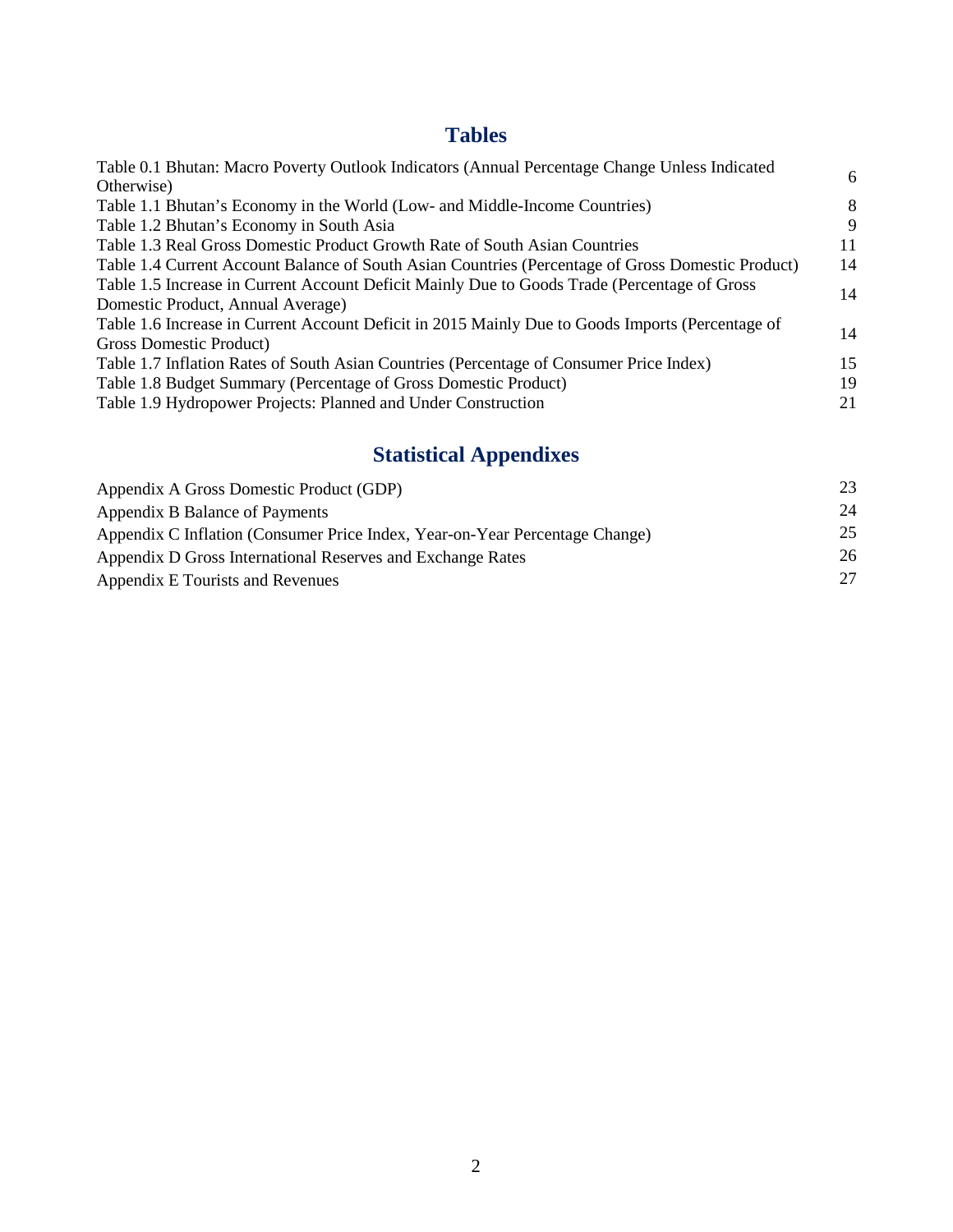## Tables

| | |
|---|---|
| Table 0.1 Bhutan: Macro Poverty Outlook Indicators (Annual Percentage Change Unless Indicated Otherwise) | 6 |
| Table 1.1 Bhutan's Economy in the World (Low- and Middle-Income Countries) | 8 |
| Table 1.2 Bhutan's Economy in South Asia | 9 |
| Table 1.3 Real Gross Domestic Product Growth Rate of South Asian Countries | 11 |
| Table 1.4 Current Account Balance of South Asian Countries (Percentage of Gross Domestic Product) | 14 |
| Table 1.5 Increase in Current Account Deficit Mainly Due to Goods Trade (Percentage of Gross Domestic Product, Annual Average) | 14 |
| Table 1.6 Increase in Current Account Deficit in 2015 Mainly Due to Goods Imports (Percentage of Gross Domestic Product) | 14 |
| Table 1.7 Inflation Rates of South Asian Countries (Percentage of Consumer Price Index) | 15 |
| Table 1.8 Budget Summary (Percentage of Gross Domestic Product) | 19 |
| Table 1.9 Hydropower Projects: Planned and Under Construction | 21 |

## Statistical Appendixes

| | |
|---|---|
| Appendix A Gross Domestic Product (GDP) | 23 |
| Appendix B Balance of Payments | 24 |
| Appendix C Inflation (Consumer Price Index, Year-on-Year Percentage Change) | 25 |
| Appendix D Gross International Reserves and Exchange Rates | 26 |
| Appendix E Tourists and Revenues | 27 |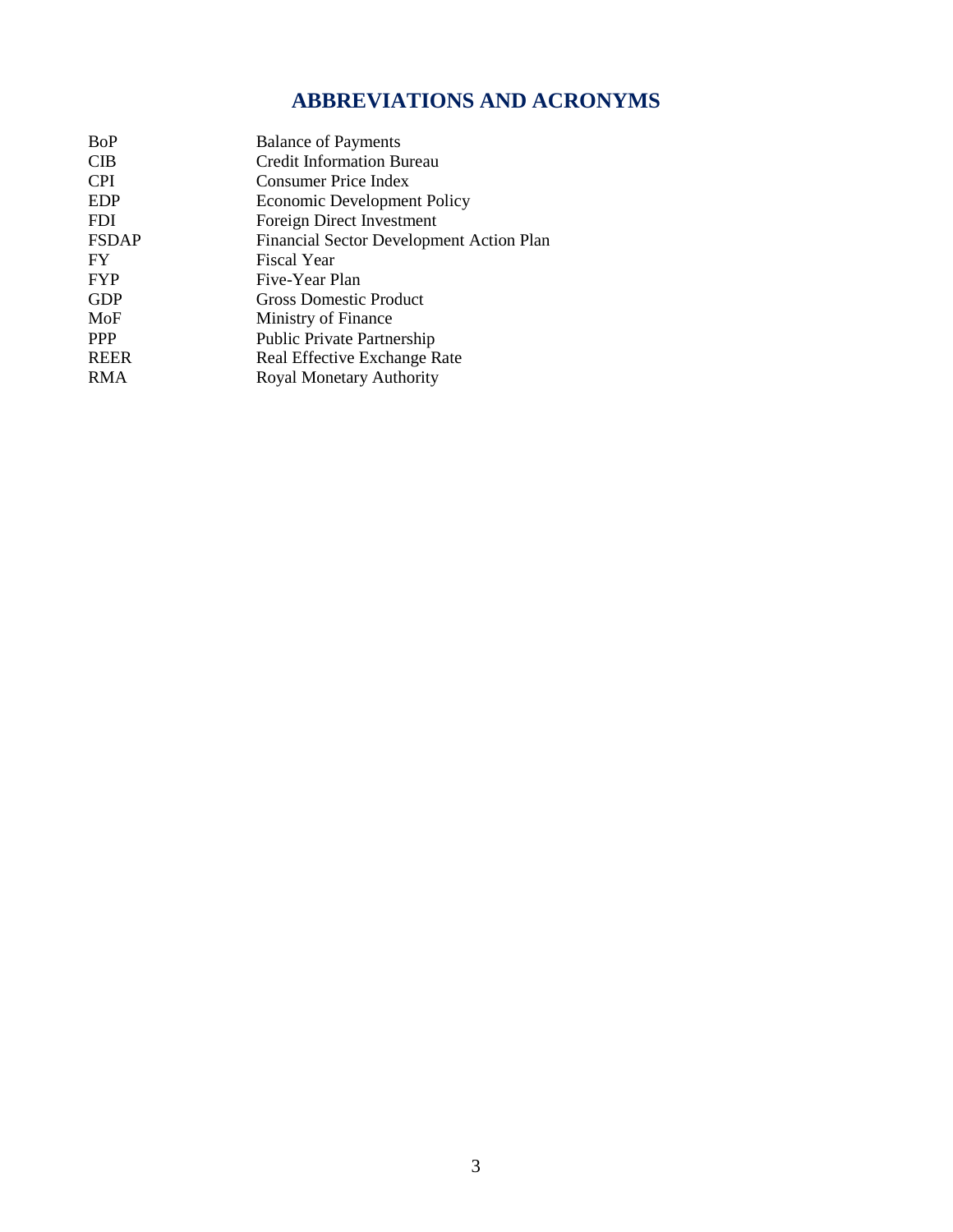# ABBREVIATIONS AND ACRONYMS

| | |
|---|---|
| BoP | Balance of Payments |
| CIB | Credit Information Bureau |
| CPI | Consumer Price Index |
| EDP | Economic Development Policy |
| FDI | Foreign Direct Investment |
| FSDAP | Financial Sector Development Action Plan |
| FY | Fiscal Year |
| FYP | Five-Year Plan |
| GDP | Gross Domestic Product |
| MoF | Ministry of Finance |
| PPP | Public Private Partnership |
| REER | Real Effective Exchange Rate |
| RMA | Royal Monetary Authority |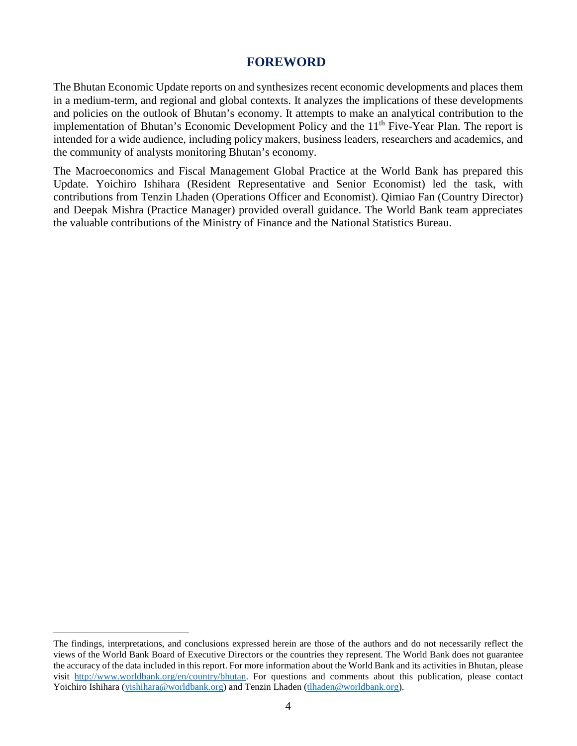## FOREWORD

The Bhutan Economic Update reports on and synthesizes recent economic developments and places them in a medium-term, and regional and global contexts. It analyzes the implications of these developments and policies on the outlook of Bhutan's economy. It attempts to make an analytical contribution to the implementation of Bhutan's Economic Development Policy and the 11th Five-Year Plan. The report is intended for a wide audience, including policy makers, business leaders, researchers and academics, and the community of analysts monitoring Bhutan's economy.

The Macroeconomics and Fiscal Management Global Practice at the World Bank has prepared this Update. Yoichiro Ishihara (Resident Representative and Senior Economist) led the task, with contributions from Tenzin Lhaden (Operations Officer and Economist). Qimiao Fan (Country Director) and Deepak Mishra (Practice Manager) provided overall guidance. The World Bank team appreciates the valuable contributions of the Ministry of Finance and the National Statistics Bureau.

---

The findings, interpretations, and conclusions expressed herein are those of the authors and do not necessarily reflect the views of the World Bank Board of Executive Directors or the countries they represent. The World Bank does not guarantee the accuracy of the data included in this report. For more information about the World Bank and its activities in Bhutan, please visit http://www.worldbank.org/en/country/bhutan. For questions and comments about this publication, please contact Yoichiro Ishihara (yishihara@worldbank.org) and Tenzin Lhaden (tlhaden@worldbank.org).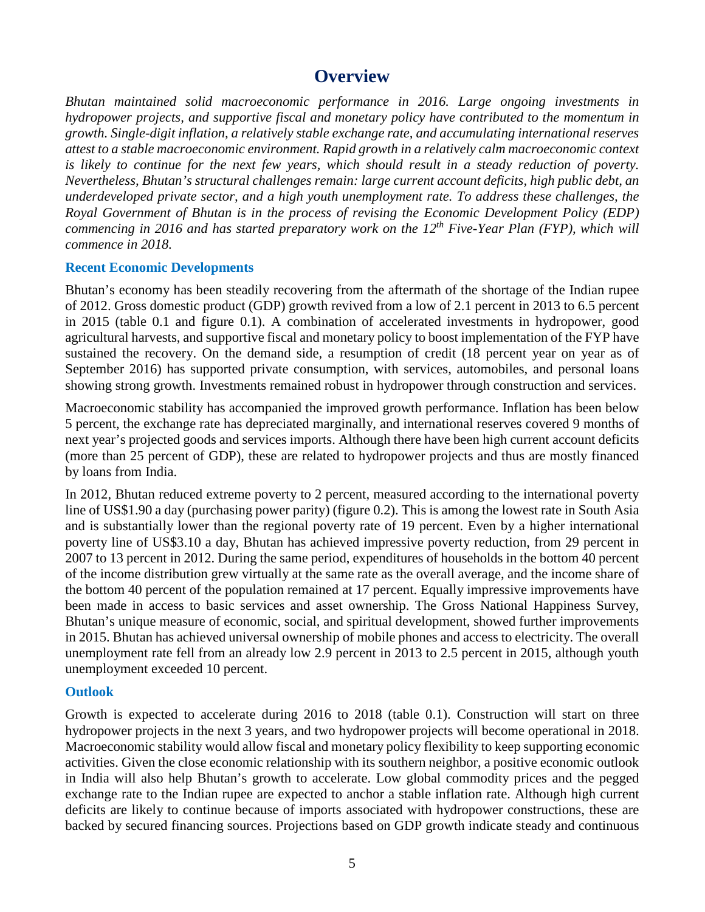# Overview

*Bhutan maintained solid macroeconomic performance in 2016. Large ongoing investments in hydropower projects, and supportive fiscal and monetary policy have contributed to the momentum in growth. Single-digit inflation, a relatively stable exchange rate, and accumulating international reserves attest to a stable macroeconomic environment. Rapid growth in a relatively calm macroeconomic context is likely to continue for the next few years, which should result in a steady reduction of poverty. Nevertheless, Bhutan's structural challenges remain: large current account deficits, high public debt, an underdeveloped private sector, and a high youth unemployment rate. To address these challenges, the Royal Government of Bhutan is in the process of revising the Economic Development Policy (EDP) commencing in 2016 and has started preparatory work on the 12th Five-Year Plan (FYP), which will commence in 2018.*

### Recent Economic Developments

Bhutan's economy has been steadily recovering from the aftermath of the shortage of the Indian rupee of 2012. Gross domestic product (GDP) growth revived from a low of 2.1 percent in 2013 to 6.5 percent in 2015 (table 0.1 and figure 0.1). A combination of accelerated investments in hydropower, good agricultural harvests, and supportive fiscal and monetary policy to boost implementation of the FYP have sustained the recovery. On the demand side, a resumption of credit (18 percent year on year as of September 2016) has supported private consumption, with services, automobiles, and personal loans showing strong growth. Investments remained robust in hydropower through construction and services.

Macroeconomic stability has accompanied the improved growth performance. Inflation has been below 5 percent, the exchange rate has depreciated marginally, and international reserves covered 9 months of next year's projected goods and services imports. Although there have been high current account deficits (more than 25 percent of GDP), these are related to hydropower projects and thus are mostly financed by loans from India.

In 2012, Bhutan reduced extreme poverty to 2 percent, measured according to the international poverty line of US$1.90 a day (purchasing power parity) (figure 0.2). This is among the lowest rate in South Asia and is substantially lower than the regional poverty rate of 19 percent. Even by a higher international poverty line of US$3.10 a day, Bhutan has achieved impressive poverty reduction, from 29 percent in 2007 to 13 percent in 2012. During the same period, expenditures of households in the bottom 40 percent of the income distribution grew virtually at the same rate as the overall average, and the income share of the bottom 40 percent of the population remained at 17 percent. Equally impressive improvements have been made in access to basic services and asset ownership. The Gross National Happiness Survey, Bhutan's unique measure of economic, social, and spiritual development, showed further improvements in 2015. Bhutan has achieved universal ownership of mobile phones and access to electricity. The overall unemployment rate fell from an already low 2.9 percent in 2013 to 2.5 percent in 2015, although youth unemployment exceeded 10 percent.

### Outlook

Growth is expected to accelerate during 2016 to 2018 (table 0.1). Construction will start on three hydropower projects in the next 3 years, and two hydropower projects will become operational in 2018. Macroeconomic stability would allow fiscal and monetary policy flexibility to keep supporting economic activities. Given the close economic relationship with its southern neighbor, a positive economic outlook in India will also help Bhutan's growth to accelerate. Low global commodity prices and the pegged exchange rate to the Indian rupee are expected to anchor a stable inflation rate. Although high current deficits are likely to continue because of imports associated with hydropower constructions, these are backed by secured financing sources. Projections based on GDP growth indicate steady and continuous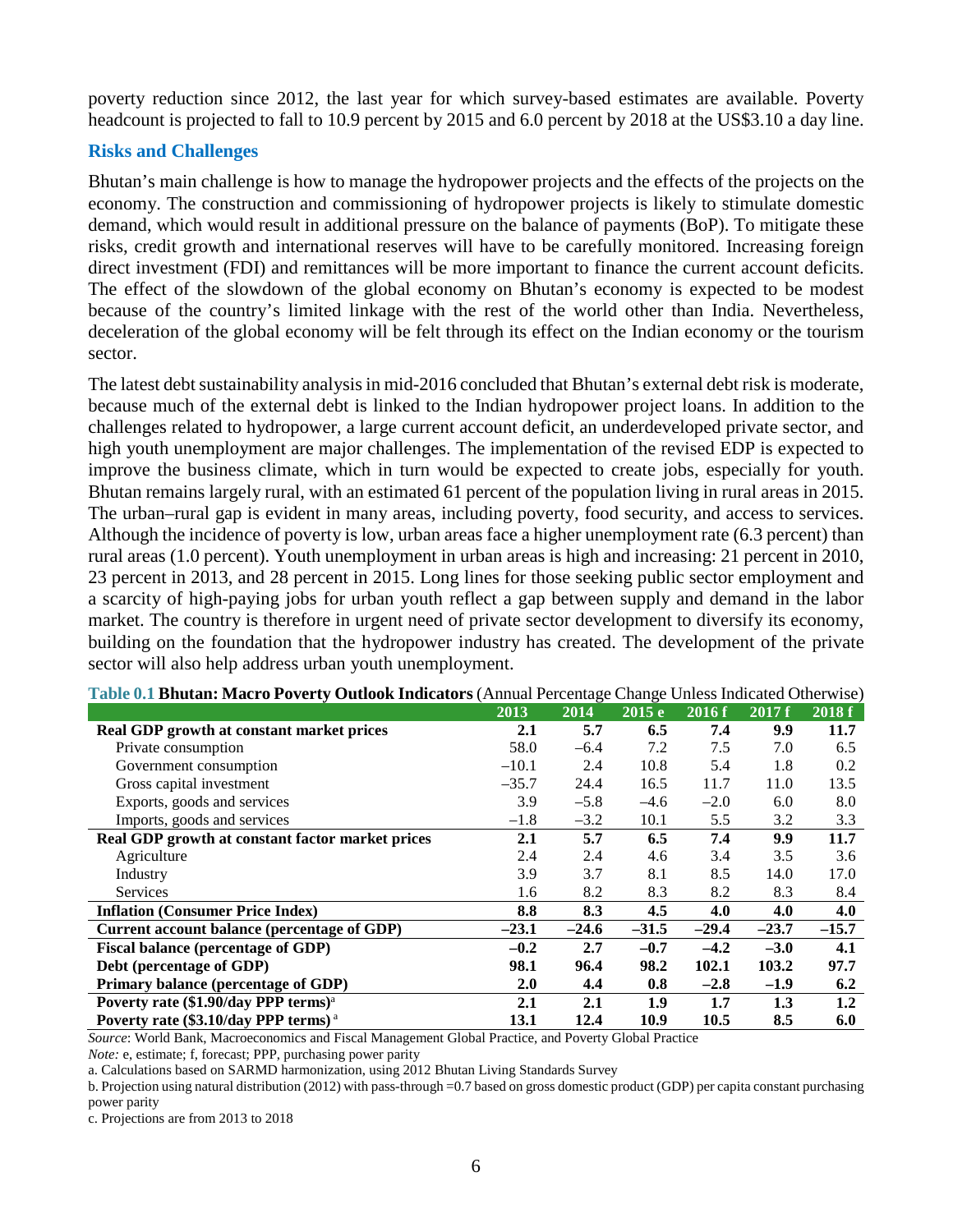poverty reduction since 2012, the last year for which survey-based estimates are available. Poverty headcount is projected to fall to 10.9 percent by 2015 and 6.0 percent by 2018 at the US$3.10 a day line.

### Risks and Challenges

Bhutan's main challenge is how to manage the hydropower projects and the effects of the projects on the economy. The construction and commissioning of hydropower projects is likely to stimulate domestic demand, which would result in additional pressure on the balance of payments (BoP). To mitigate these risks, credit growth and international reserves will have to be carefully monitored. Increasing foreign direct investment (FDI) and remittances will be more important to finance the current account deficits. The effect of the slowdown of the global economy on Bhutan's economy is expected to be modest because of the country's limited linkage with the rest of the world other than India. Nevertheless, deceleration of the global economy will be felt through its effect on the Indian economy or the tourism sector.

The latest debt sustainability analysis in mid-2016 concluded that Bhutan's external debt risk is moderate, because much of the external debt is linked to the Indian hydropower project loans. In addition to the challenges related to hydropower, a large current account deficit, an underdeveloped private sector, and high youth unemployment are major challenges. The implementation of the revised EDP is expected to improve the business climate, which in turn would be expected to create jobs, especially for youth. Bhutan remains largely rural, with an estimated 61 percent of the population living in rural areas in 2015. The urban–rural gap is evident in many areas, including poverty, food security, and access to services. Although the incidence of poverty is low, urban areas face a higher unemployment rate (6.3 percent) than rural areas (1.0 percent). Youth unemployment in urban areas is high and increasing: 21 percent in 2010, 23 percent in 2013, and 28 percent in 2015. Long lines for those seeking public sector employment and a scarcity of high-paying jobs for urban youth reflect a gap between supply and demand in the labor market. The country is therefore in urgent need of private sector development to diversify its economy, building on the foundation that the hydropower industry has created. The development of the private sector will also help address urban youth unemployment.

**Table 0.1 Bhutan: Macro Poverty Outlook Indicators** (Annual Percentage Change Unless Indicated Otherwise)

| | 2013 | 2014 | 2015 e | 2016 f | 2017 f | 2018 f |
|---|---|---|---|---|---|---|
| **Real GDP growth at constant market prices** | **2.1** | **5.7** | **6.5** | **7.4** | **9.9** | **11.7** |
| Private consumption | 58.0 | –6.4 | 7.2 | 7.5 | 7.0 | 6.5 |
| Government consumption | –10.1 | 2.4 | 10.8 | 5.4 | 1.8 | 0.2 |
| Gross capital investment | –35.7 | 24.4 | 16.5 | 11.7 | 11.0 | 13.5 |
| Exports, goods and services | 3.9 | –5.8 | –4.6 | –2.0 | 6.0 | 8.0 |
| Imports, goods and services | –1.8 | –3.2 | 10.1 | 5.5 | 3.2 | 3.3 |
| **Real GDP growth at constant factor market prices** | **2.1** | **5.7** | **6.5** | **7.4** | **9.9** | **11.7** |
| Agriculture | 2.4 | 2.4 | 4.6 | 3.4 | 3.5 | 3.6 |
| Industry | 3.9 | 3.7 | 8.1 | 8.5 | 14.0 | 17.0 |
| Services | 1.6 | 8.2 | 8.3 | 8.2 | 8.3 | 8.4 |
| **Inflation (Consumer Price Index)** | **8.8** | **8.3** | **4.5** | **4.0** | **4.0** | **4.0** |
| **Current account balance (percentage of GDP)** | **–23.1** | **–24.6** | **–31.5** | **–29.4** | **–23.7** | **–15.7** |
| **Fiscal balance (percentage of GDP)** | **–0.2** | **2.7** | **–0.7** | **–4.2** | **–3.0** | **4.1** |
| **Debt (percentage of GDP)** | **98.1** | **96.4** | **98.2** | **102.1** | **103.2** | **97.7** |
| **Primary balance (percentage of GDP)** | **2.0** | **4.4** | **0.8** | **–2.8** | **–1.9** | **6.2** |
| **Poverty rate ($1.90/day PPP terms)**[a] | **2.1** | **2.1** | **1.9** | **1.7** | **1.3** | **1.2** |
| **Poverty rate ($3.10/day PPP terms)**[a] | **13.1** | **12.4** | **10.9** | **10.5** | **8.5** | **6.0** |

*Source*: World Bank, Macroeconomics and Fiscal Management Global Practice, and Poverty Global Practice

*Note:* e, estimate; f, forecast; PPP, purchasing power parity

a. Calculations based on SARMD harmonization, using 2012 Bhutan Living Standards Survey

b. Projection using natural distribution (2012) with pass-through =0.7 based on gross domestic product (GDP) per capita constant purchasing power parity

c. Projections are from 2013 to 2018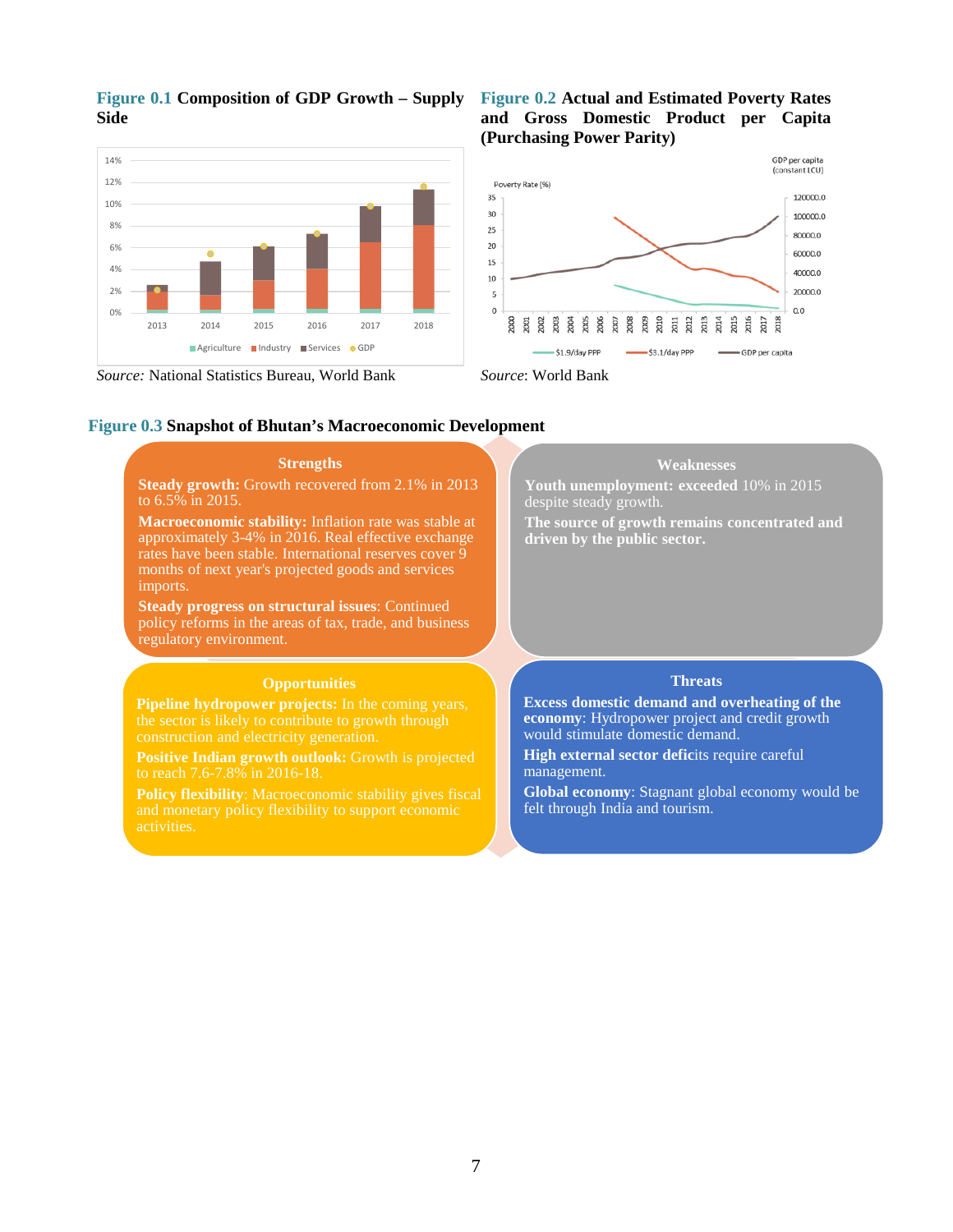**Figure 0.1** **Composition of GDP Growth – Supply Side**

*Source:* National Statistics Bureau, World Bank

**Figure 0.2** **Actual and Estimated Poverty Rates and Gross Domestic Product per Capita (Purchasing Power Parity)**

*Source*: World Bank

**Figure 0.3** **Snapshot of Bhutan's Macroeconomic Development**

**Strengths**

**Steady growth:** Growth recovered from 2.1% in 2013 to 6.5% in 2015.

**Macroeconomic stability:** Inflation rate was stable at approximately 3-4% in 2016. Real effective exchange rates have been stable. International reserves cover 9 months of next year's projected goods and services imports.

**Steady progress on structural issues**: Continued policy reforms in the areas of tax, trade, and business regulatory environment.

**Weaknesses**

**Youth unemployment: exceeded** 10% in 2015 despite steady growth.

**The source of growth remains concentrated and driven by the public sector.**

**Opportunities**

**Pipeline hydropower projects:** In the coming years, the sector is likely to contribute to growth through construction and electricity generation.

**Positive Indian growth outlook:** Growth is projected to reach 7.6-7.8% in 2016-18.

**Policy flexibility**: Macroeconomic stability gives fiscal and monetary policy flexibility to support economic activities.

**Threats**

**Excess domestic demand and overheating of the economy**: Hydropower project and credit growth would stimulate domestic demand.

**High external sector defic**its require careful management.

**Global economy**: Stagnant global economy would be felt through India and tourism.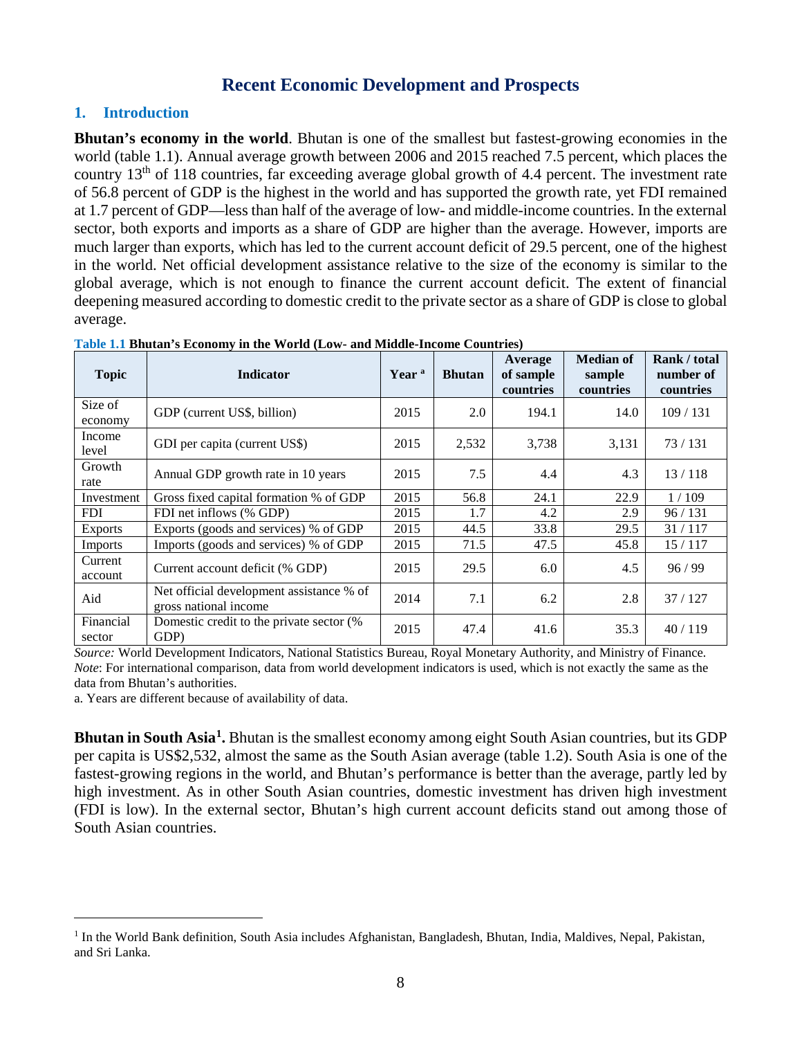# Recent Economic Development and Prospects

## 1. Introduction

**Bhutan's economy in the world**. Bhutan is one of the smallest but fastest-growing economies in the world (table 1.1). Annual average growth between 2006 and 2015 reached 7.5 percent, which places the country 13th of 118 countries, far exceeding average global growth of 4.4 percent. The investment rate of 56.8 percent of GDP is the highest in the world and has supported the growth rate, yet FDI remained at 1.7 percent of GDP—less than half of the average of low- and middle-income countries. In the external sector, both exports and imports as a share of GDP are higher than the average. However, imports are much larger than exports, which has led to the current account deficit of 29.5 percent, one of the highest in the world. Net official development assistance relative to the size of the economy is similar to the global average, which is not enough to finance the current account deficit. The extent of financial deepening measured according to domestic credit to the private sector as a share of GDP is close to global average.

**Table 1.1 Bhutan's Economy in the World (Low- and Middle-Income Countries)**

| Topic | Indicator | Year [a] | Bhutan | Average of sample countries | Median of sample countries | Rank / total number of countries |
|---|---|---|---|---|---|---|
| Size of economy | GDP (current US$, billion) | 2015 | 2.0 | 194.1 | 14.0 | 109 / 131 |
| Income level | GDI per capita (current US$) | 2015 | 2,532 | 3,738 | 3,131 | 73 / 131 |
| Growth rate | Annual GDP growth rate in 10 years | 2015 | 7.5 | 4.4 | 4.3 | 13 / 118 |
| Investment | Gross fixed capital formation % of GDP | 2015 | 56.8 | 24.1 | 22.9 | 1 / 109 |
| FDI | FDI net inflows (% GDP) | 2015 | 1.7 | 4.2 | 2.9 | 96 / 131 |
| Exports | Exports (goods and services) % of GDP | 2015 | 44.5 | 33.8 | 29.5 | 31 / 117 |
| Imports | Imports (goods and services) % of GDP | 2015 | 71.5 | 47.5 | 45.8 | 15 / 117 |
| Current account | Current account deficit (% GDP) | 2015 | 29.5 | 6.0 | 4.5 | 96 / 99 |
| Aid | Net official development assistance % of gross national income | 2014 | 7.1 | 6.2 | 2.8 | 37 / 127 |
| Financial sector | Domestic credit to the private sector (% GDP) | 2015 | 47.4 | 41.6 | 35.3 | 40 / 119 |

*Source:* World Development Indicators, National Statistics Bureau, Royal Monetary Authority, and Ministry of Finance.
*Note*: For international comparison, data from world development indicators is used, which is not exactly the same as the data from Bhutan's authorities.
a. Years are different because of availability of data.

**Bhutan in South Asia[1].** Bhutan is the smallest economy among eight South Asian countries, but its GDP per capita is US$2,532, almost the same as the South Asian average (table 1.2). South Asia is one of the fastest-growing regions in the world, and Bhutan's performance is better than the average, partly led by high investment. As in other South Asian countries, domestic investment has driven high investment (FDI is low). In the external sector, Bhutan's high current account deficits stand out among those of South Asian countries.

[1] In the World Bank definition, South Asia includes Afghanistan, Bangladesh, Bhutan, India, Maldives, Nepal, Pakistan, and Sri Lanka.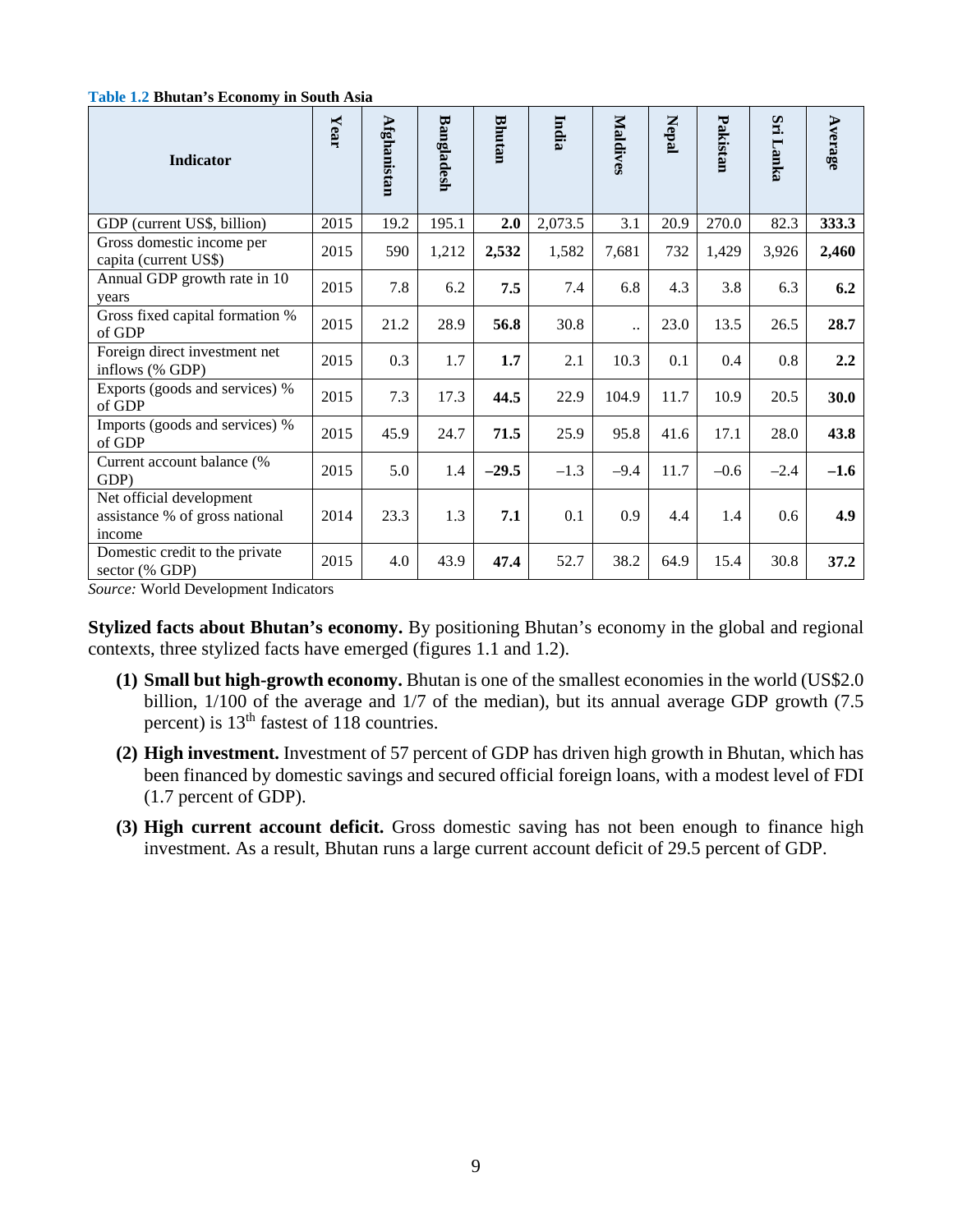**Table 1.2 Bhutan's Economy in South Asia**

| Indicator | Year | Afghanistan | Bangladesh | Bhutan | India | Maldives | Nepal | Pakistan | Sri Lanka | Average |
|---|---|---|---|---|---|---|---|---|---|---|
| GDP (current US$, billion) | 2015 | 19.2 | 195.1 | **2.0** | 2,073.5 | 3.1 | 20.9 | 270.0 | 82.3 | **333.3** |
| Gross domestic income per capita (current US$) | 2015 | 590 | 1,212 | **2,532** | 1,582 | 7,681 | 732 | 1,429 | 3,926 | **2,460** |
| Annual GDP growth rate in 10 years | 2015 | 7.8 | 6.2 | **7.5** | 7.4 | 6.8 | 4.3 | 3.8 | 6.3 | **6.2** |
| Gross fixed capital formation % of GDP | 2015 | 21.2 | 28.9 | **56.8** | 30.8 | .. | 23.0 | 13.5 | 26.5 | **28.7** |
| Foreign direct investment net inflows (% GDP) | 2015 | 0.3 | 1.7 | **1.7** | 2.1 | 10.3 | 0.1 | 0.4 | 0.8 | **2.2** |
| Exports (goods and services) % of GDP | 2015 | 7.3 | 17.3 | **44.5** | 22.9 | 104.9 | 11.7 | 10.9 | 20.5 | **30.0** |
| Imports (goods and services) % of GDP | 2015 | 45.9 | 24.7 | **71.5** | 25.9 | 95.8 | 41.6 | 17.1 | 28.0 | **43.8** |
| Current account balance (% GDP) | 2015 | 5.0 | 1.4 | **−29.5** | −1.3 | −9.4 | 11.7 | −0.6 | −2.4 | **−1.6** |
| Net official development assistance % of gross national income | 2014 | 23.3 | 1.3 | **7.1** | 0.1 | 0.9 | 4.4 | 1.4 | 0.6 | **4.9** |
| Domestic credit to the private sector (% GDP) | 2015 | 4.0 | 43.9 | **47.4** | 52.7 | 38.2 | 64.9 | 15.4 | 30.8 | **37.2** |

*Source:* World Development Indicators

**Stylized facts about Bhutan's economy.** By positioning Bhutan's economy in the global and regional contexts, three stylized facts have emerged (figures 1.1 and 1.2).

1. **Small but high-growth economy.** Bhutan is one of the smallest economies in the world (US$2.0 billion, 1/100 of the average and 1/7 of the median), but its annual average GDP growth (7.5 percent) is 13th fastest of 118 countries.
2. **High investment.** Investment of 57 percent of GDP has driven high growth in Bhutan, which has been financed by domestic savings and secured official foreign loans, with a modest level of FDI (1.7 percent of GDP).
3. **High current account deficit.** Gross domestic saving has not been enough to finance high investment. As a result, Bhutan runs a large current account deficit of 29.5 percent of GDP.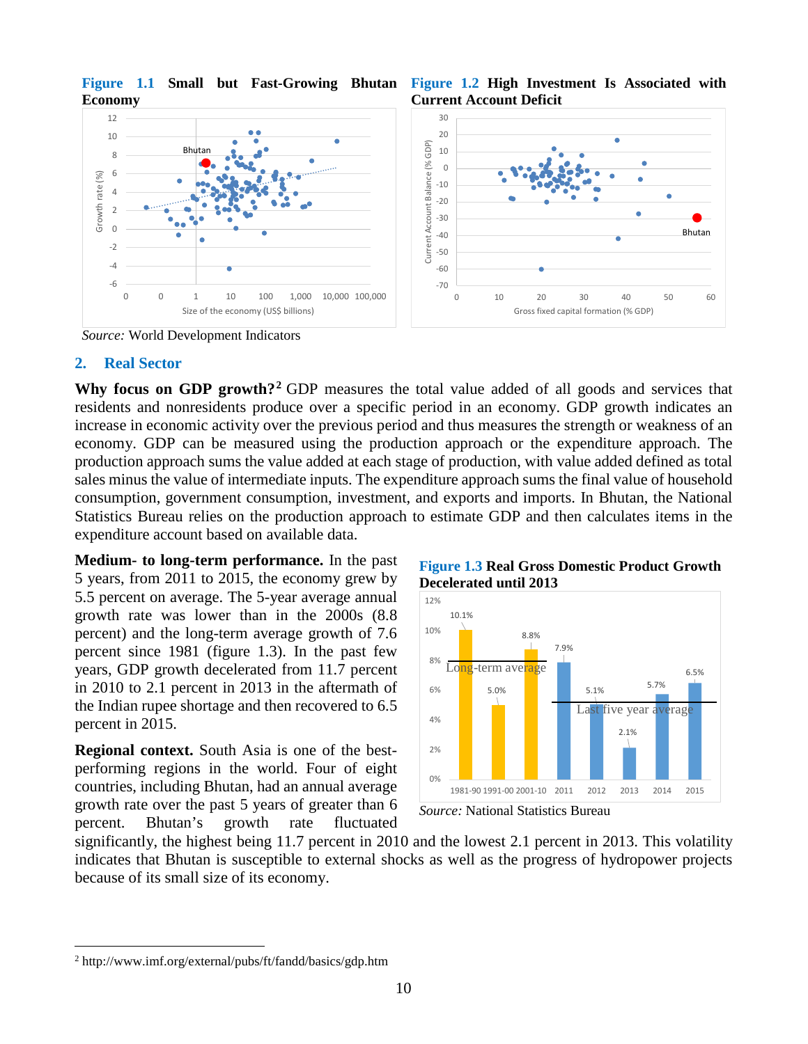**Figure 1.1** Small but Fast-Growing Bhutan Economy

**Figure 1.2** High Investment Is Associated with Current Account Deficit

*Source:* World Development Indicators

## 2. Real Sector

**Why focus on GDP growth?**[2] GDP measures the total value added of all goods and services that residents and nonresidents produce over a specific period in an economy. GDP growth indicates an increase in economic activity over the previous period and thus measures the strength or weakness of an economy. GDP can be measured using the production approach or the expenditure approach. The production approach sums the value added at each stage of production, with value added defined as total sales minus the value of intermediate inputs. The expenditure approach sums the final value of household consumption, government consumption, investment, and exports and imports. In Bhutan, the National Statistics Bureau relies on the production approach to estimate GDP and then calculates items in the expenditure account based on available data.

**Medium- to long-term performance.** In the past 5 years, from 2011 to 2015, the economy grew by 5.5 percent on average. The 5-year average annual growth rate was lower than in the 2000s (8.8 percent) and the long-term average growth of 7.6 percent since 1981 (figure 1.3). In the past few years, GDP growth decelerated from 11.7 percent in 2010 to 2.1 percent in 2013 in the aftermath of the Indian rupee shortage and then recovered to 6.5 percent in 2015.

**Figure 1.3** Real Gross Domestic Product Growth Decelerated until 2013

*Source:* National Statistics Bureau

**Regional context.** South Asia is one of the best-performing regions in the world. Four of eight countries, including Bhutan, had an annual average growth rate over the past 5 years of greater than 6 percent. Bhutan's growth rate fluctuated significantly, the highest being 11.7 percent in 2010 and the lowest 2.1 percent in 2013. This volatility indicates that Bhutan is susceptible to external shocks as well as the progress of hydropower projects because of its small size of its economy.

[2] http://www.imf.org/external/pubs/ft/fandd/basics/gdp.htm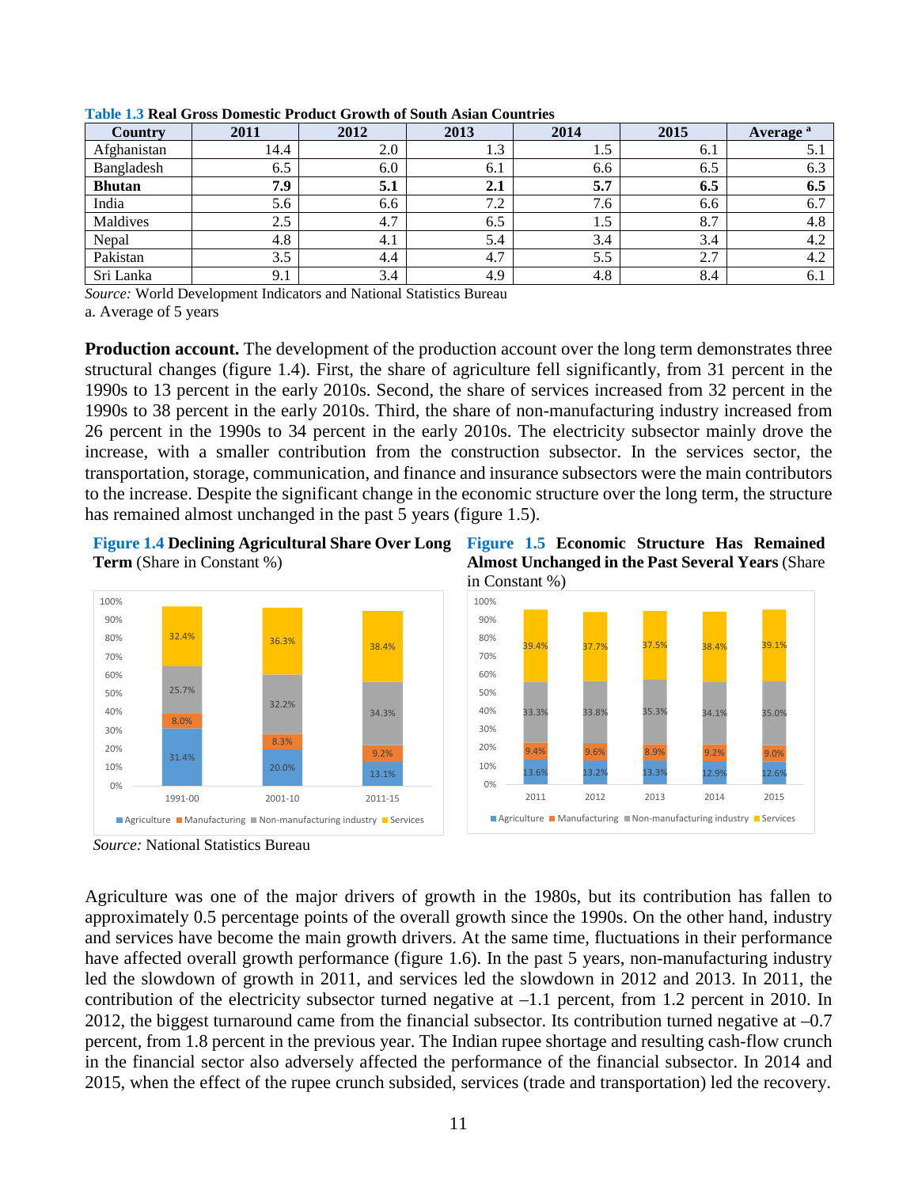**Table 1.3** **Real Gross Domestic Product Growth of South Asian Countries**

| Country | 2011 | 2012 | 2013 | 2014 | 2015 | Average [a] |
|---|---|---|---|---|---|---|
| Afghanistan | 14.4 | 2.0 | 1.3 | 1.5 | 6.1 | 5.1 |
| Bangladesh | 6.5 | 6.0 | 6.1 | 6.6 | 6.5 | 6.3 |
| **Bhutan** | **7.9** | **5.1** | **2.1** | **5.7** | **6.5** | **6.5** |
| India | 5.6 | 6.6 | 7.2 | 7.6 | 6.6 | 6.7 |
| Maldives | 2.5 | 4.7 | 6.5 | 1.5 | 8.7 | 4.8 |
| Nepal | 4.8 | 4.1 | 5.4 | 3.4 | 3.4 | 4.2 |
| Pakistan | 3.5 | 4.4 | 4.7 | 5.5 | 2.7 | 4.2 |
| Sri Lanka | 9.1 | 3.4 | 4.9 | 4.8 | 8.4 | 6.1 |

*Source:* World Development Indicators and National Statistics Bureau

a. Average of 5 years

**Production account.** The development of the production account over the long term demonstrates three structural changes (figure 1.4). First, the share of agriculture fell significantly, from 31 percent in the 1990s to 13 percent in the early 2010s. Second, the share of services increased from 32 percent in the 1990s to 38 percent in the early 2010s. Third, the share of non-manufacturing industry increased from 26 percent in the 1990s to 34 percent in the early 2010s. The electricity subsector mainly drove the increase, with a smaller contribution from the construction subsector. In the services sector, the transportation, storage, communication, and finance and insurance subsectors were the main contributors to the increase. Despite the significant change in the economic structure over the long term, the structure has remained almost unchanged in the past 5 years (figure 1.5).

**Figure 1.4** **Declining Agricultural Share Over Long Term** (Share in Constant %)

| Period | Agriculture | Manufacturing | Non-manufacturing industry | Services |
|---|---|---|---|---|
| 1991-00 | 31.4% | 8.0% | 25.7% | 32.4% |
| 2001-10 | 20.0% | 8.3% | 32.2% | 36.3% |
| 2011-15 | 13.1% | 9.2% | 34.3% | 38.4% |

**Figure 1.5** **Economic Structure Has Remained Almost Unchanged in the Past Several Years** (Share in Constant %)

| Year | Agriculture | Manufacturing | Non-manufacturing industry | Services |
|---|---|---|---|---|
| 2011 | 13.6% | 9.4% | 33.3% | 39.4% |
| 2012 | 13.2% | 9.6% | 33.8% | 37.7% |
| 2013 | 13.3% | 8.9% | 35.3% | 37.5% |
| 2014 | 12.9% | 9.2% | 34.1% | 38.4% |
| 2015 | 12.6% | 9.0% | 35.0% | 39.1% |

*Source:* National Statistics Bureau

Agriculture was one of the major drivers of growth in the 1980s, but its contribution has fallen to approximately 0.5 percentage points of the overall growth since the 1990s. On the other hand, industry and services have become the main growth drivers. At the same time, fluctuations in their performance have affected overall growth performance (figure 1.6). In the past 5 years, non-manufacturing industry led the slowdown of growth in 2011, and services led the slowdown in 2012 and 2013. In 2011, the contribution of the electricity subsector turned negative at –1.1 percent, from 1.2 percent in 2010. In 2012, the biggest turnaround came from the financial subsector. Its contribution turned negative at –0.7 percent, from 1.8 percent in the previous year. The Indian rupee shortage and resulting cash-flow crunch in the financial sector also adversely affected the performance of the financial subsector. In 2014 and 2015, when the effect of the rupee crunch subsided, services (trade and transportation) led the recovery.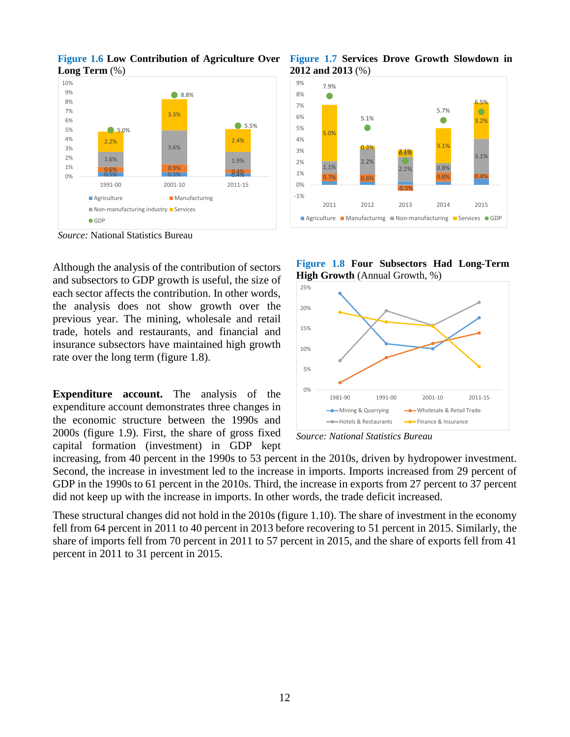**Figure 1.6 Low Contribution of Agriculture Over Long Term** (%)

*Source:* National Statistics Bureau

**Figure 1.7 Services Drove Growth Slowdown in 2012 and 2013** (%)

Although the analysis of the contribution of sectors and subsectors to GDP growth is useful, the size of each sector affects the contribution. In other words, the analysis does not show growth over the previous year. The mining, wholesale and retail trade, hotels and restaurants, and financial and insurance subsectors have maintained high growth rate over the long term (figure 1.8).

**Figure 1.8 Four Subsectors Had Long-Term High Growth** (Annual Growth, %)

*Source: National Statistics Bureau*

**Expenditure account.** The analysis of the expenditure account demonstrates three changes in the economic structure between the 1990s and 2000s (figure 1.9). First, the share of gross fixed capital formation (investment) in GDP kept increasing, from 40 percent in the 1990s to 53 percent in the 2010s, driven by hydropower investment. Second, the increase in investment led to the increase in imports. Imports increased from 29 percent of GDP in the 1990s to 61 percent in the 2010s. Third, the increase in exports from 27 percent to 37 percent did not keep up with the increase in imports. In other words, the trade deficit increased.

These structural changes did not hold in the 2010s (figure 1.10). The share of investment in the economy fell from 64 percent in 2011 to 40 percent in 2013 before recovering to 51 percent in 2015. Similarly, the share of imports fell from 70 percent in 2011 to 57 percent in 2015, and the share of exports fell from 41 percent in 2011 to 31 percent in 2015.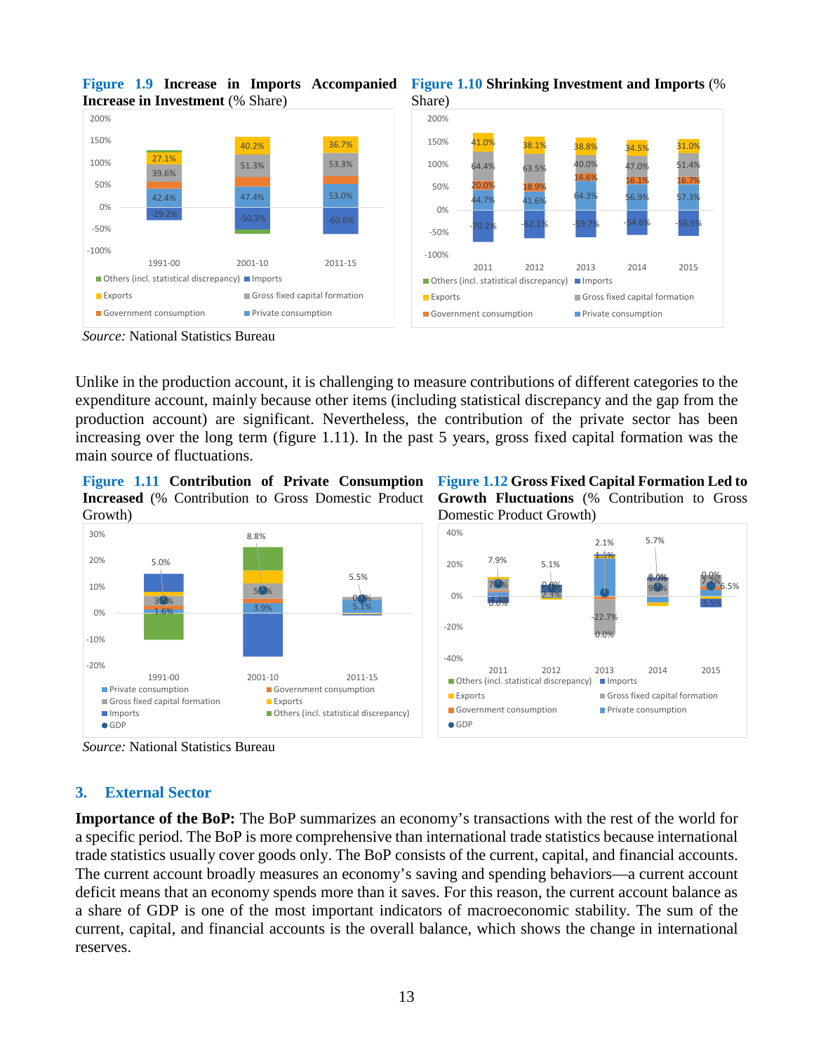**Figure 1.9 Increase in Imports Accompanied Increase in Investment** (% Share)

**Figure 1.10 Shrinking Investment and Imports** (% Share)

*Source:* National Statistics Bureau

Unlike in the production account, it is challenging to measure contributions of different categories to the expenditure account, mainly because other items (including statistical discrepancy and the gap from the production account) are significant. Nevertheless, the contribution of the private sector has been increasing over the long term (figure 1.11). In the past 5 years, gross fixed capital formation was the main source of fluctuations.

**Figure 1.11 Contribution of Private Consumption Increased** (% Contribution to Gross Domestic Product Growth)

**Figure 1.12 Gross Fixed Capital Formation Led to Growth Fluctuations** (% Contribution to Gross Domestic Product Growth)

*Source:* National Statistics Bureau

## 3. External Sector

**Importance of the BoP:** The BoP summarizes an economy's transactions with the rest of the world for a specific period. The BoP is more comprehensive than international trade statistics because international trade statistics usually cover goods only. The BoP consists of the current, capital, and financial accounts. The current account broadly measures an economy's saving and spending behaviors—a current account deficit means that an economy spends more than it saves. For this reason, the current account balance as a share of GDP is one of the most important indicators of macroeconomic stability. The sum of the current, capital, and financial accounts is the overall balance, which shows the change in international reserves.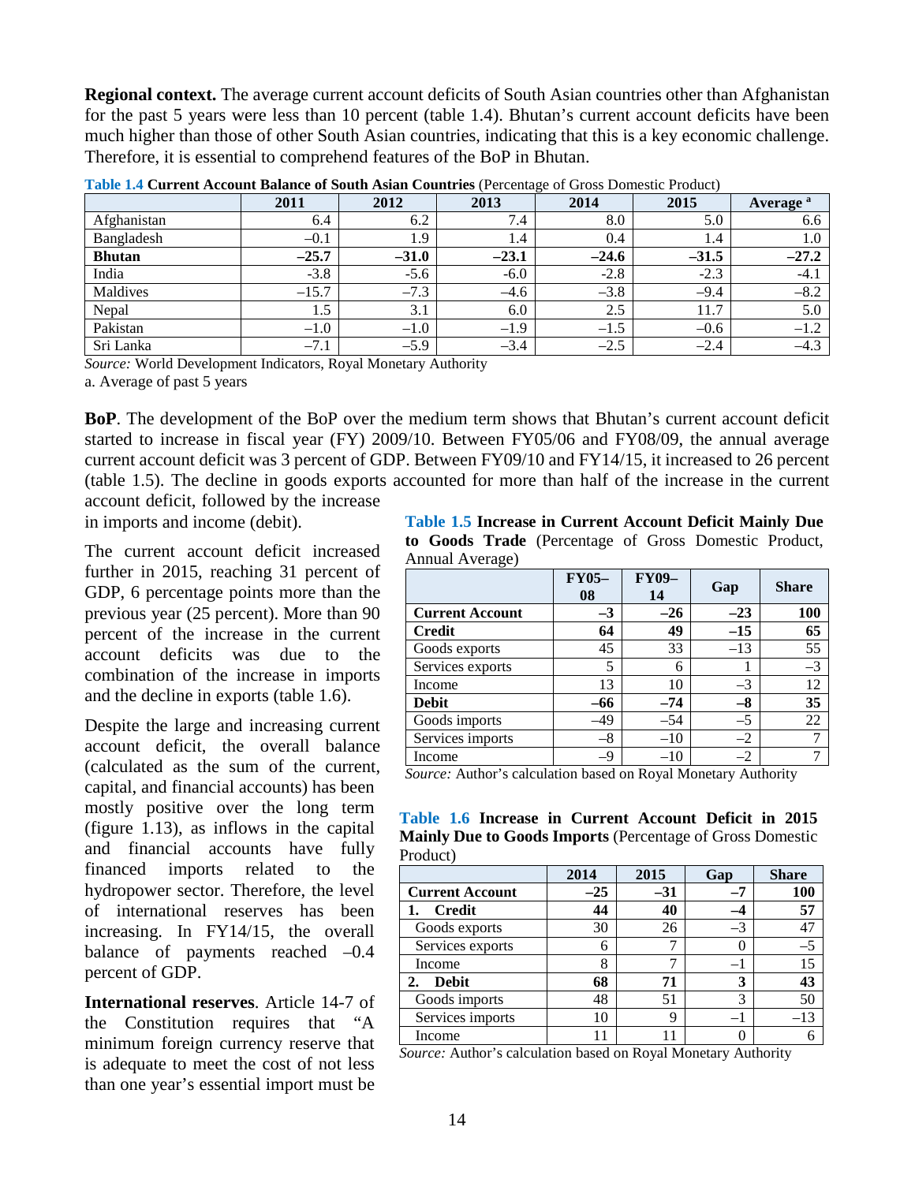**Regional context.** The average current account deficits of South Asian countries other than Afghanistan for the past 5 years were less than 10 percent (table 1.4). Bhutan's current account deficits have been much higher than those of other South Asian countries, indicating that this is a key economic challenge. Therefore, it is essential to comprehend features of the BoP in Bhutan.

**Table 1.4 Current Account Balance of South Asian Countries** (Percentage of Gross Domestic Product)

| | 2011 | 2012 | 2013 | 2014 | 2015 | Average [a] |
|---|---|---|---|---|---|---|
| Afghanistan | 6.4 | 6.2 | 7.4 | 8.0 | 5.0 | 6.6 |
| Bangladesh | –0.1 | 1.9 | 1.4 | 0.4 | 1.4 | 1.0 |
| **Bhutan** | **–25.7** | **–31.0** | **–23.1** | **–24.6** | **–31.5** | **–27.2** |
| India | -3.8 | -5.6 | -6.0 | -2.8 | -2.3 | -4.1 |
| Maldives | –15.7 | –7.3 | –4.6 | –3.8 | –9.4 | –8.2 |
| Nepal | 1.5 | 3.1 | 6.0 | 2.5 | 11.7 | 5.0 |
| Pakistan | –1.0 | –1.0 | –1.9 | –1.5 | –0.6 | –1.2 |
| Sri Lanka | –7.1 | –5.9 | –3.4 | –2.5 | –2.4 | –4.3 |

*Source:* World Development Indicators, Royal Monetary Authority

a. Average of past 5 years

**BoP**. The development of the BoP over the medium term shows that Bhutan's current account deficit started to increase in fiscal year (FY) 2009/10. Between FY05/06 and FY08/09, the annual average current account deficit was 3 percent of GDP. Between FY09/10 and FY14/15, it increased to 26 percent (table 1.5). The decline in goods exports accounted for more than half of the increase in the current account deficit, followed by the increase in imports and income (debit).

**Table 1.5 Increase in Current Account Deficit Mainly Due to Goods Trade** (Percentage of Gross Domestic Product, Annual Average)

| | FY05–08 | FY09–14 | Gap | Share |
|---|---|---|---|---|
| **Current Account** | **–3** | **–26** | **–23** | **100** |
| **Credit** | **64** | **49** | **–15** | **65** |
| Goods exports | 45 | 33 | –13 | 55 |
| Services exports | 5 | 6 | 1 | –3 |
| Income | 13 | 10 | –3 | 12 |
| **Debit** | **–66** | **–74** | **–8** | **35** |
| Goods imports | –49 | –54 | –5 | 22 |
| Services imports | –8 | –10 | –2 | 7 |
| Income | –9 | –10 | –2 | 7 |

*Source:* Author's calculation based on Royal Monetary Authority

The current account deficit increased further in 2015, reaching 31 percent of GDP, 6 percentage points more than the previous year (25 percent). More than 90 percent of the increase in the current account deficits was due to the combination of the increase in imports and the decline in exports (table 1.6).

**Table 1.6 Increase in Current Account Deficit in 2015 Mainly Due to Goods Imports** (Percentage of Gross Domestic Product)

| | 2014 | 2015 | Gap | Share |
|---|---|---|---|---|
| **Current Account** | **–25** | **–31** | **–7** | **100** |
| **1. Credit** | **44** | **40** | **–4** | **57** |
| Goods exports | 30 | 26 | –3 | 47 |
| Services exports | 6 | 7 | 0 | –5 |
| Income | 8 | 7 | –1 | 15 |
| **2. Debit** | **68** | **71** | **3** | **43** |
| Goods imports | 48 | 51 | 3 | 50 |
| Services imports | 10 | 9 | –1 | –13 |
| Income | 11 | 11 | 0 | 6 |

*Source:* Author's calculation based on Royal Monetary Authority

Despite the large and increasing current account deficit, the overall balance (calculated as the sum of the current, capital, and financial accounts) has been mostly positive over the long term (figure 1.13), as inflows in the capital and financial accounts have fully financed imports related to the hydropower sector. Therefore, the level of international reserves has been increasing. In FY14/15, the overall balance of payments reached –0.4 percent of GDP.

**International reserves**. Article 14-7 of the Constitution requires that "A minimum foreign currency reserve that is adequate to meet the cost of not less than one year's essential import must be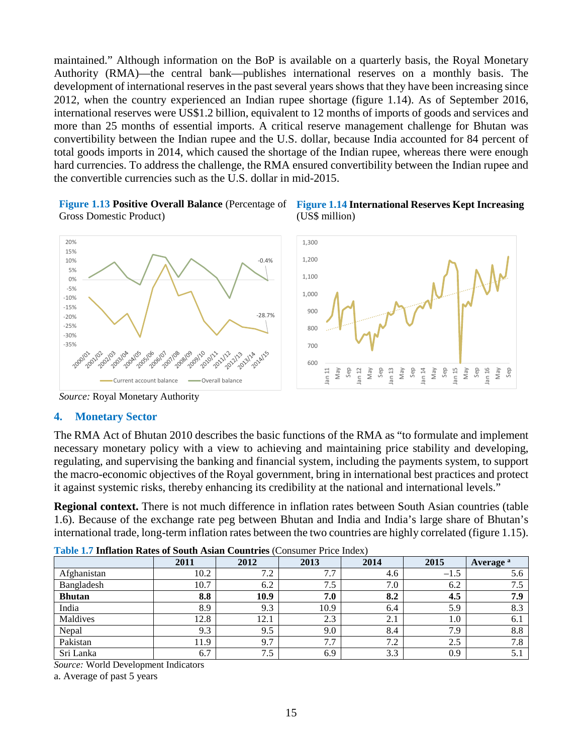maintained." Although information on the BoP is available on a quarterly basis, the Royal Monetary Authority (RMA)—the central bank—publishes international reserves on a monthly basis. The development of international reserves in the past several years shows that they have been increasing since 2012, when the country experienced an Indian rupee shortage (figure 1.14). As of September 2016, international reserves were US$1.2 billion, equivalent to 12 months of imports of goods and services and more than 25 months of essential imports. A critical reserve management challenge for Bhutan was convertibility between the Indian rupee and the U.S. dollar, because India accounted for 84 percent of total goods imports in 2014, which caused the shortage of the Indian rupee, whereas there were enough hard currencies. To address the challenge, the RMA ensured convertibility between the Indian rupee and the convertible currencies such as the U.S. dollar in mid-2015.

**Figure 1.13 Positive Overall Balance** (Percentage of Gross Domestic Product)

**Figure 1.14 International Reserves Kept Increasing** (US$ million)

*Source:* Royal Monetary Authority

## 4. Monetary Sector

The RMA Act of Bhutan 2010 describes the basic functions of the RMA as "to formulate and implement necessary monetary policy with a view to achieving and maintaining price stability and developing, regulating, and supervising the banking and financial system, including the payments system, to support the macro-economic objectives of the Royal government, bring in international best practices and protect it against systemic risks, thereby enhancing its credibility at the national and international levels."

**Regional context.** There is not much difference in inflation rates between South Asian countries (table 1.6). Because of the exchange rate peg between Bhutan and India and India's large share of Bhutan's international trade, long-term inflation rates between the two countries are highly correlated (figure 1.15).

**Table 1.7 Inflation Rates of South Asian Countries** (Consumer Price Index)

| | 2011 | 2012 | 2013 | 2014 | 2015 | Average [a] |
|---|---|---|---|---|---|---|
| Afghanistan | 10.2 | 7.2 | 7.7 | 4.6 | –1.5 | 5.6 |
| Bangladesh | 10.7 | 6.2 | 7.5 | 7.0 | 6.2 | 7.5 |
| **Bhutan** | **8.8** | **10.9** | **7.0** | **8.2** | **4.5** | **7.9** |
| India | 8.9 | 9.3 | 10.9 | 6.4 | 5.9 | 8.3 |
| Maldives | 12.8 | 12.1 | 2.3 | 2.1 | 1.0 | 6.1 |
| Nepal | 9.3 | 9.5 | 9.0 | 8.4 | 7.9 | 8.8 |
| Pakistan | 11.9 | 9.7 | 7.7 | 7.2 | 2.5 | 7.8 |
| Sri Lanka | 6.7 | 7.5 | 6.9 | 3.3 | 0.9 | 5.1 |

*Source:* World Development Indicators

a. Average of past 5 years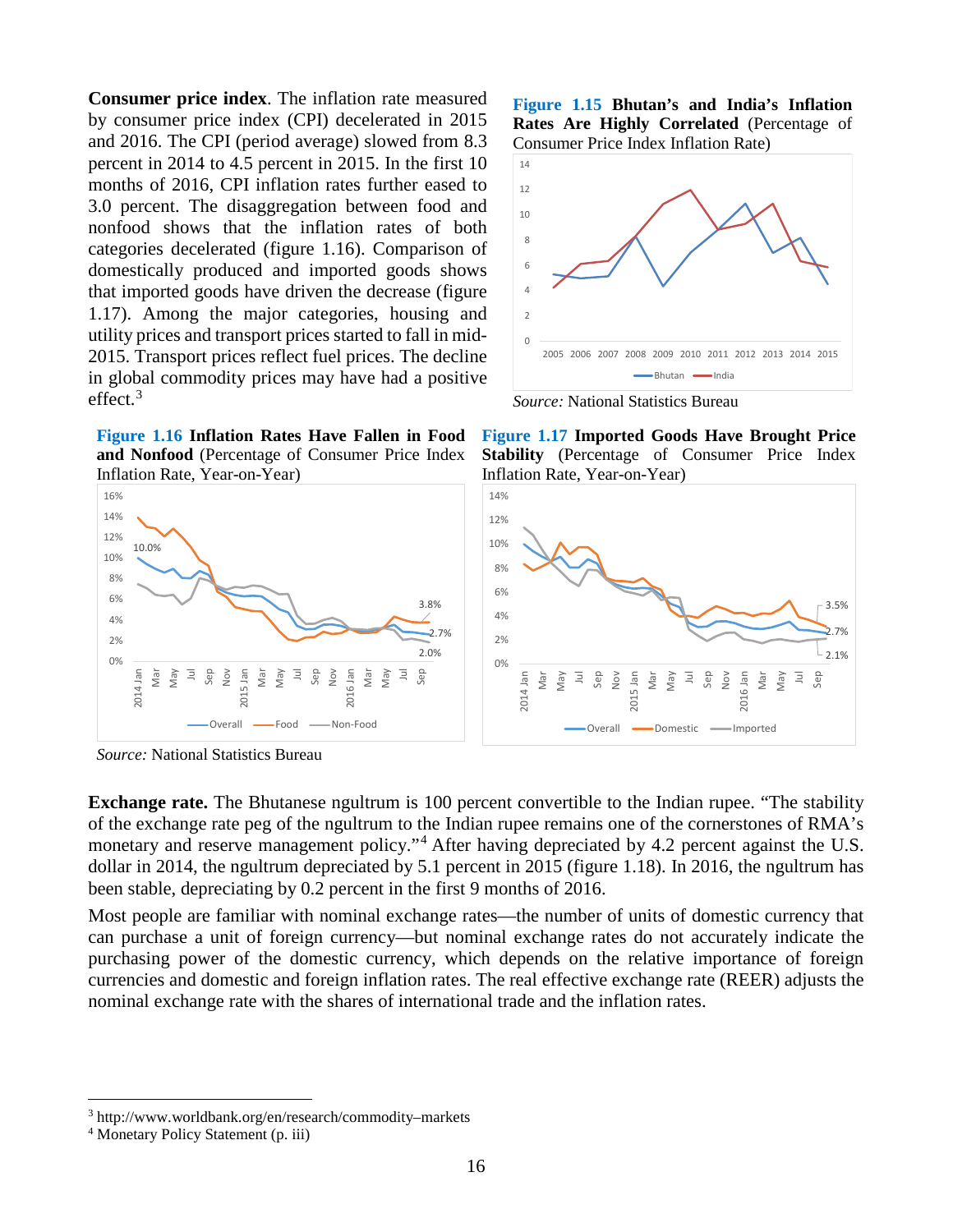**Consumer price index**. The inflation rate measured by consumer price index (CPI) decelerated in 2015 and 2016. The CPI (period average) slowed from 8.3 percent in 2014 to 4.5 percent in 2015. In the first 10 months of 2016, CPI inflation rates further eased to 3.0 percent. The disaggregation between food and nonfood shows that the inflation rates of both categories decelerated (figure 1.16). Comparison of domestically produced and imported goods shows that imported goods have driven the decrease (figure 1.17). Among the major categories, housing and utility prices and transport prices started to fall in mid-2015. Transport prices reflect fuel prices. The decline in global commodity prices may have had a positive effect.[3]

**Figure 1.15 Bhutan's and India's Inflation Rates Are Highly Correlated** (Percentage of Consumer Price Index Inflation Rate)

*Source:* National Statistics Bureau

**Figure 1.16 Inflation Rates Have Fallen in Food and Nonfood** (Percentage of Consumer Price Index Inflation Rate, Year-on-Year)

**Figure 1.17 Imported Goods Have Brought Price Stability** (Percentage of Consumer Price Index Inflation Rate, Year-on-Year)

*Source:* National Statistics Bureau

**Exchange rate.** The Bhutanese ngultrum is 100 percent convertible to the Indian rupee. "The stability of the exchange rate peg of the ngultrum to the Indian rupee remains one of the cornerstones of RMA's monetary and reserve management policy."[4] After having depreciated by 4.2 percent against the U.S. dollar in 2014, the ngultrum depreciated by 5.1 percent in 2015 (figure 1.18). In 2016, the ngultrum has been stable, depreciating by 0.2 percent in the first 9 months of 2016.

Most people are familiar with nominal exchange rates—the number of units of domestic currency that can purchase a unit of foreign currency—but nominal exchange rates do not accurately indicate the purchasing power of the domestic currency, which depends on the relative importance of foreign currencies and domestic and foreign inflation rates. The real effective exchange rate (REER) adjusts the nominal exchange rate with the shares of international trade and the inflation rates.

[3] http://www.worldbank.org/en/research/commodity–markets

[4] Monetary Policy Statement (p. iii)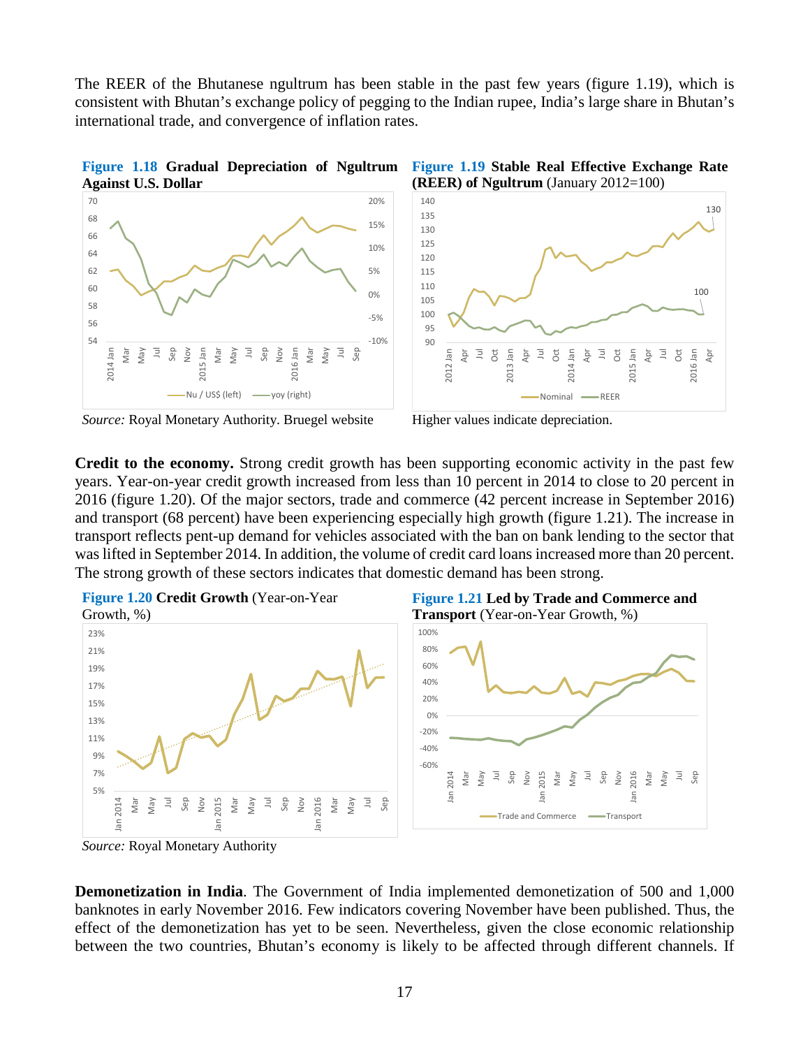The REER of the Bhutanese ngultrum has been stable in the past few years (figure 1.19), which is consistent with Bhutan's exchange policy of pegging to the Indian rupee, India's large share in Bhutan's international trade, and convergence of inflation rates.

**Figure 1.18 Gradual Depreciation of Ngultrum Against U.S. Dollar**

*Source:* Royal Monetary Authority. Bruegel website

**Figure 1.19 Stable Real Effective Exchange Rate (REER) of Ngultrum** (January 2012=100)

Higher values indicate depreciation.

**Credit to the economy.** Strong credit growth has been supporting economic activity in the past few years. Year-on-year credit growth increased from less than 10 percent in 2014 to close to 20 percent in 2016 (figure 1.20). Of the major sectors, trade and commerce (42 percent increase in September 2016) and transport (68 percent) have been experiencing especially high growth (figure 1.21). The increase in transport reflects pent-up demand for vehicles associated with the ban on bank lending to the sector that was lifted in September 2014. In addition, the volume of credit card loans increased more than 20 percent. The strong growth of these sectors indicates that domestic demand has been strong.

**Figure 1.20 Credit Growth** (Year-on-Year Growth, %)

**Figure 1.21 Led by Trade and Commerce and Transport** (Year-on-Year Growth, %)

*Source:* Royal Monetary Authority

**Demonetization in India**. The Government of India implemented demonetization of 500 and 1,000 banknotes in early November 2016. Few indicators covering November have been published. Thus, the effect of the demonetization has yet to be seen. Nevertheless, given the close economic relationship between the two countries, Bhutan's economy is likely to be affected through different channels. If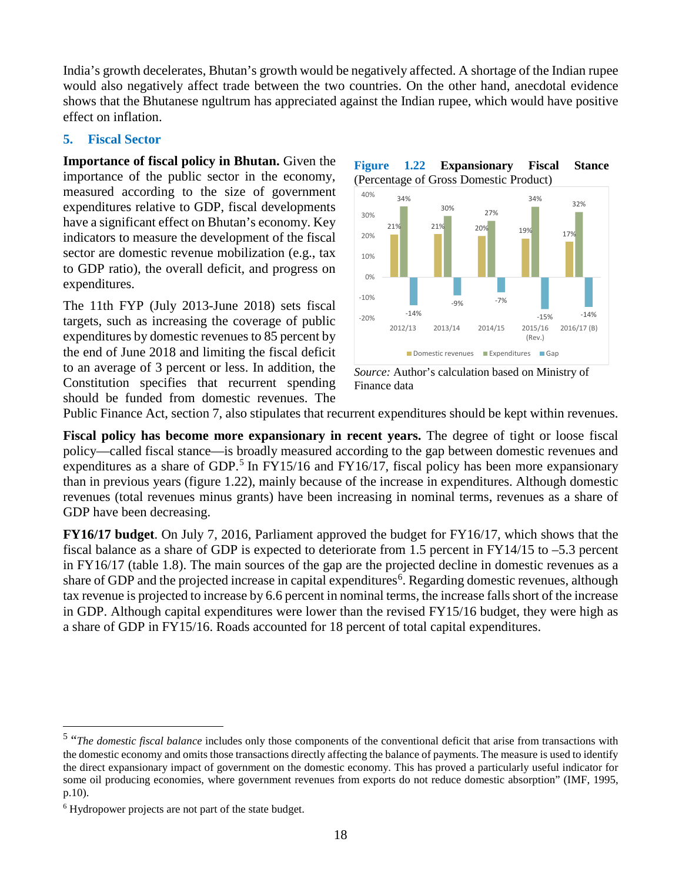India's growth decelerates, Bhutan's growth would be negatively affected. A shortage of the Indian rupee would also negatively affect trade between the two countries. On the other hand, anecdotal evidence shows that the Bhutanese ngultrum has appreciated against the Indian rupee, which would have positive effect on inflation.

## 5. Fiscal Sector

**Importance of fiscal policy in Bhutan.** Given the importance of the public sector in the economy, measured according to the size of government expenditures relative to GDP, fiscal developments have a significant effect on Bhutan's economy. Key indicators to measure the development of the fiscal sector are domestic revenue mobilization (e.g., tax to GDP ratio), the overall deficit, and progress on expenditures.

The 11th FYP (July 2013-June 2018) sets fiscal targets, such as increasing the coverage of public expenditures by domestic revenues to 85 percent by the end of June 2018 and limiting the fiscal deficit to an average of 3 percent or less. In addition, the Constitution specifies that recurrent spending should be funded from domestic revenues. The Public Finance Act, section 7, also stipulates that recurrent expenditures should be kept within revenues.

**Figure 1.22 Expansionary Fiscal Stance**
(Percentage of Gross Domestic Product)

| | 2012/13 | 2013/14 | 2014/15 | 2015/16 (Rev.) | 2016/17 (B) |
|---|---|---|---|---|---|
| Domestic revenues | 21% | 21% | 20% | 19% | 17% |
| Expenditures | 34% | 30% | 27% | 34% | 32% |
| Gap | -14% | -9% | -7% | -15% | -14% |

*Source:* Author's calculation based on Ministry of Finance data

**Fiscal policy has become more expansionary in recent years.** The degree of tight or loose fiscal policy—called fiscal stance—is broadly measured according to the gap between domestic revenues and expenditures as a share of GDP.[5] In FY15/16 and FY16/17, fiscal policy has been more expansionary than in previous years (figure 1.22), mainly because of the increase in expenditures. Although domestic revenues (total revenues minus grants) have been increasing in nominal terms, revenues as a share of GDP have been decreasing.

**FY16/17 budget**. On July 7, 2016, Parliament approved the budget for FY16/17, which shows that the fiscal balance as a share of GDP is expected to deteriorate from 1.5 percent in FY14/15 to –5.3 percent in FY16/17 (table 1.8). The main sources of the gap are the projected decline in domestic revenues as a share of GDP and the projected increase in capital expenditures[6]. Regarding domestic revenues, although tax revenue is projected to increase by 6.6 percent in nominal terms, the increase falls short of the increase in GDP. Although capital expenditures were lower than the revised FY15/16 budget, they were high as a share of GDP in FY15/16. Roads accounted for 18 percent of total capital expenditures.

---

[5] "*The domestic fiscal balance* includes only those components of the conventional deficit that arise from transactions with the domestic economy and omits those transactions directly affecting the balance of payments. The measure is used to identify the direct expansionary impact of government on the domestic economy. This has proved a particularly useful indicator for some oil producing economies, where government revenues from exports do not reduce domestic absorption" (IMF, 1995, p.10).

[6] Hydropower projects are not part of the state budget.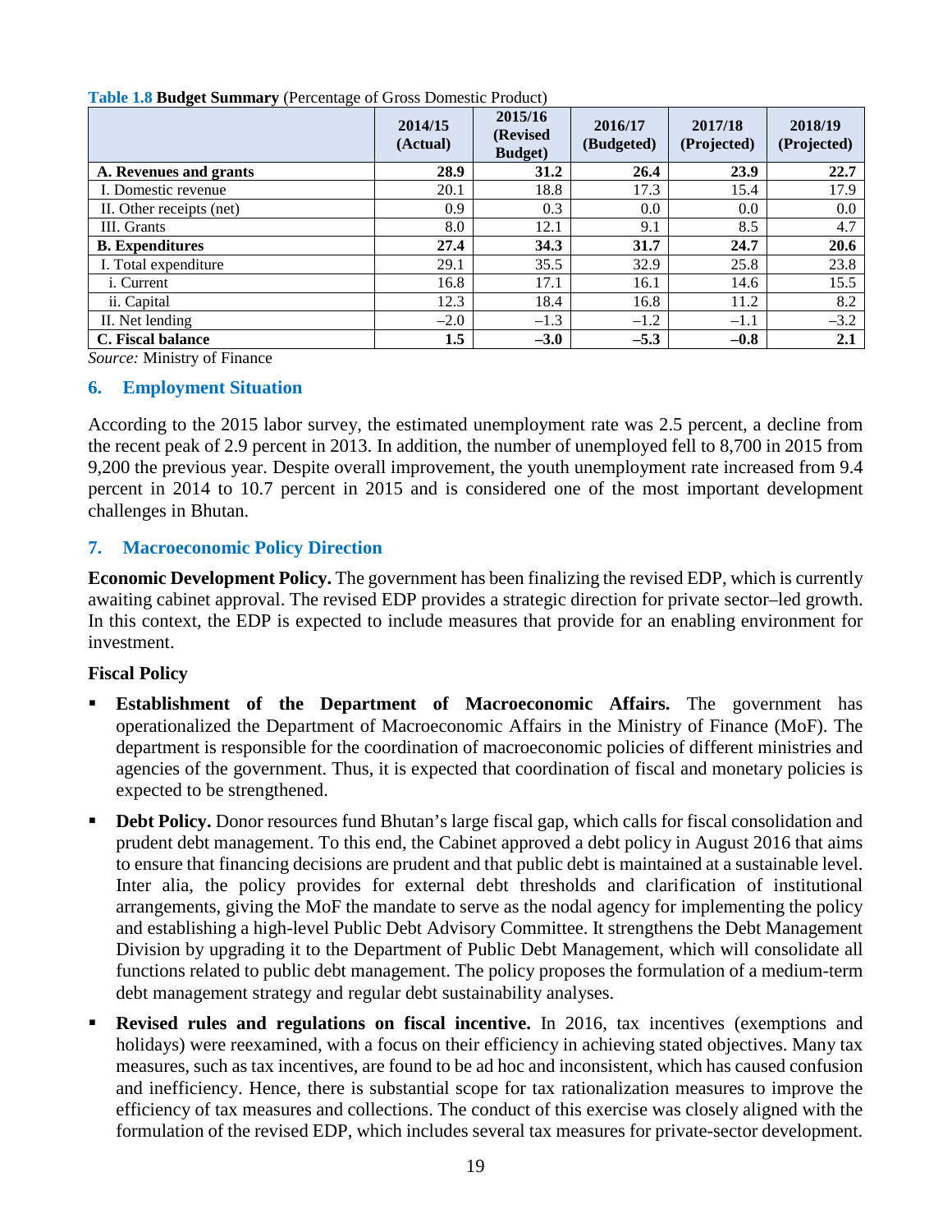**Table 1.8 Budget Summary** (Percentage of Gross Domestic Product)

| | 2014/15 (Actual) | 2015/16 (Revised Budget) | 2016/17 (Budgeted) | 2017/18 (Projected) | 2018/19 (Projected) |
|---|---|---|---|---|---|
| **A. Revenues and grants** | **28.9** | **31.2** | **26.4** | **23.9** | **22.7** |
| I. Domestic revenue | 20.1 | 18.8 | 17.3 | 15.4 | 17.9 |
| II. Other receipts (net) | 0.9 | 0.3 | 0.0 | 0.0 | 0.0 |
| III. Grants | 8.0 | 12.1 | 9.1 | 8.5 | 4.7 |
| **B. Expenditures** | **27.4** | **34.3** | **31.7** | **24.7** | **20.6** |
| I. Total expenditure | 29.1 | 35.5 | 32.9 | 25.8 | 23.8 |
| i. Current | 16.8 | 17.1 | 16.1 | 14.6 | 15.5 |
| ii. Capital | 12.3 | 18.4 | 16.8 | 11.2 | 8.2 |
| II. Net lending | –2.0 | –1.3 | –1.2 | –1.1 | –3.2 |
| **C. Fiscal balance** | **1.5** | **–3.0** | **–5.3** | **–0.8** | **2.1** |

*Source:* Ministry of Finance

## 6. Employment Situation

According to the 2015 labor survey, the estimated unemployment rate was 2.5 percent, a decline from the recent peak of 2.9 percent in 2013. In addition, the number of unemployed fell to 8,700 in 2015 from 9,200 the previous year. Despite overall improvement, the youth unemployment rate increased from 9.4 percent in 2014 to 10.7 percent in 2015 and is considered one of the most important development challenges in Bhutan.

## 7. Macroeconomic Policy Direction

**Economic Development Policy.** The government has been finalizing the revised EDP, which is currently awaiting cabinet approval. The revised EDP provides a strategic direction for private sector–led growth. In this context, the EDP is expected to include measures that provide for an enabling environment for investment.

### Fiscal Policy

- **Establishment of the Department of Macroeconomic Affairs.** The government has operationalized the Department of Macroeconomic Affairs in the Ministry of Finance (MoF). The department is responsible for the coordination of macroeconomic policies of different ministries and agencies of the government. Thus, it is expected that coordination of fiscal and monetary policies is expected to be strengthened.
- **Debt Policy.** Donor resources fund Bhutan's large fiscal gap, which calls for fiscal consolidation and prudent debt management. To this end, the Cabinet approved a debt policy in August 2016 that aims to ensure that financing decisions are prudent and that public debt is maintained at a sustainable level. Inter alia, the policy provides for external debt thresholds and clarification of institutional arrangements, giving the MoF the mandate to serve as the nodal agency for implementing the policy and establishing a high-level Public Debt Advisory Committee. It strengthens the Debt Management Division by upgrading it to the Department of Public Debt Management, which will consolidate all functions related to public debt management. The policy proposes the formulation of a medium-term debt management strategy and regular debt sustainability analyses.
- **Revised rules and regulations on fiscal incentive.** In 2016, tax incentives (exemptions and holidays) were reexamined, with a focus on their efficiency in achieving stated objectives. Many tax measures, such as tax incentives, are found to be ad hoc and inconsistent, which has caused confusion and inefficiency. Hence, there is substantial scope for tax rationalization measures to improve the efficiency of tax measures and collections. The conduct of this exercise was closely aligned with the formulation of the revised EDP, which includes several tax measures for private-sector development.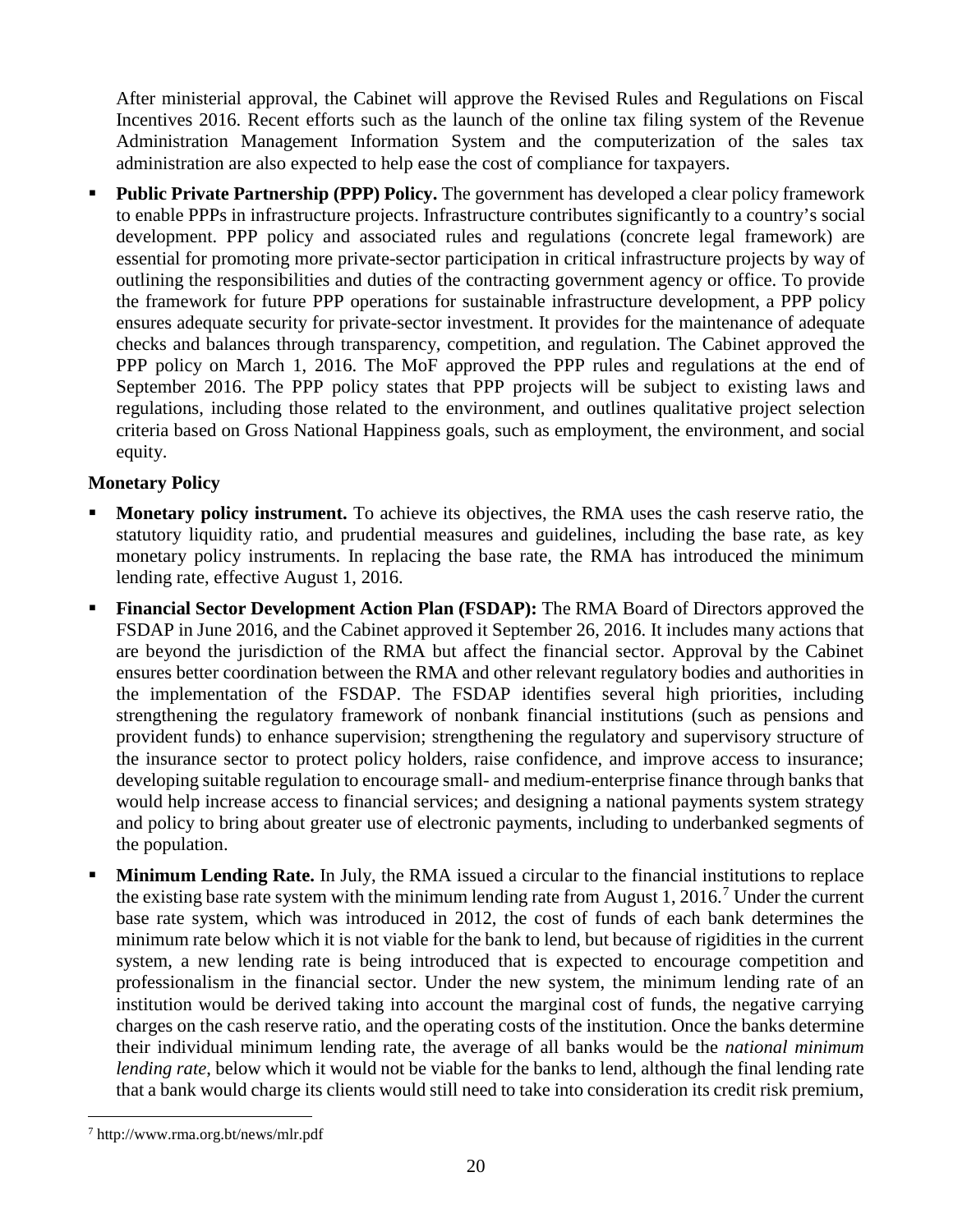After ministerial approval, the Cabinet will approve the Revised Rules and Regulations on Fiscal Incentives 2016. Recent efforts such as the launch of the online tax filing system of the Revenue Administration Management Information System and the computerization of the sales tax administration are also expected to help ease the cost of compliance for taxpayers.

- **Public Private Partnership (PPP) Policy.** The government has developed a clear policy framework to enable PPPs in infrastructure projects. Infrastructure contributes significantly to a country's social development. PPP policy and associated rules and regulations (concrete legal framework) are essential for promoting more private-sector participation in critical infrastructure projects by way of outlining the responsibilities and duties of the contracting government agency or office. To provide the framework for future PPP operations for sustainable infrastructure development, a PPP policy ensures adequate security for private-sector investment. It provides for the maintenance of adequate checks and balances through transparency, competition, and regulation. The Cabinet approved the PPP policy on March 1, 2016. The MoF approved the PPP rules and regulations at the end of September 2016. The PPP policy states that PPP projects will be subject to existing laws and regulations, including those related to the environment, and outlines qualitative project selection criteria based on Gross National Happiness goals, such as employment, the environment, and social equity.

**Monetary Policy**

- **Monetary policy instrument.** To achieve its objectives, the RMA uses the cash reserve ratio, the statutory liquidity ratio, and prudential measures and guidelines, including the base rate, as key monetary policy instruments. In replacing the base rate, the RMA has introduced the minimum lending rate, effective August 1, 2016.
- **Financial Sector Development Action Plan (FSDAP):** The RMA Board of Directors approved the FSDAP in June 2016, and the Cabinet approved it September 26, 2016. It includes many actions that are beyond the jurisdiction of the RMA but affect the financial sector. Approval by the Cabinet ensures better coordination between the RMA and other relevant regulatory bodies and authorities in the implementation of the FSDAP. The FSDAP identifies several high priorities, including strengthening the regulatory framework of nonbank financial institutions (such as pensions and provident funds) to enhance supervision; strengthening the regulatory and supervisory structure of the insurance sector to protect policy holders, raise confidence, and improve access to insurance; developing suitable regulation to encourage small- and medium-enterprise finance through banks that would help increase access to financial services; and designing a national payments system strategy and policy to bring about greater use of electronic payments, including to underbanked segments of the population.
- **Minimum Lending Rate.** In July, the RMA issued a circular to the financial institutions to replace the existing base rate system with the minimum lending rate from August 1, 2016.[7] Under the current base rate system, which was introduced in 2012, the cost of funds of each bank determines the minimum rate below which it is not viable for the bank to lend, but because of rigidities in the current system, a new lending rate is being introduced that is expected to encourage competition and professionalism in the financial sector. Under the new system, the minimum lending rate of an institution would be derived taking into account the marginal cost of funds, the negative carrying charges on the cash reserve ratio, and the operating costs of the institution. Once the banks determine their individual minimum lending rate, the average of all banks would be the *national minimum lending rate*, below which it would not be viable for the banks to lend, although the final lending rate that a bank would charge its clients would still need to take into consideration its credit risk premium,

[7] http://www.rma.org.bt/news/mlr.pdf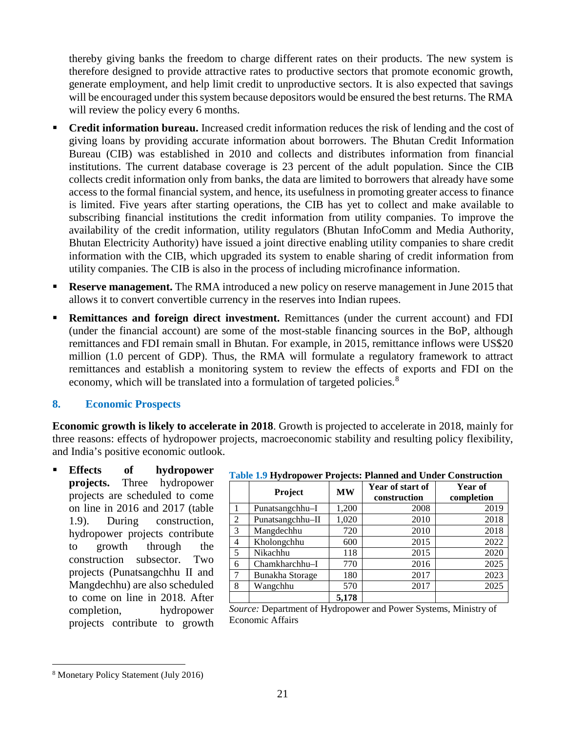thereby giving banks the freedom to charge different rates on their products. The new system is therefore designed to provide attractive rates to productive sectors that promote economic growth, generate employment, and help limit credit to unproductive sectors. It is also expected that savings will be encouraged under this system because depositors would be ensured the best returns. The RMA will review the policy every 6 months.

- **Credit information bureau.** Increased credit information reduces the risk of lending and the cost of giving loans by providing accurate information about borrowers. The Bhutan Credit Information Bureau (CIB) was established in 2010 and collects and distributes information from financial institutions. The current database coverage is 23 percent of the adult population. Since the CIB collects credit information only from banks, the data are limited to borrowers that already have some access to the formal financial system, and hence, its usefulness in promoting greater access to finance is limited. Five years after starting operations, the CIB has yet to collect and make available to subscribing financial institutions the credit information from utility companies. To improve the availability of the credit information, utility regulators (Bhutan InfoComm and Media Authority, Bhutan Electricity Authority) have issued a joint directive enabling utility companies to share credit information with the CIB, which upgraded its system to enable sharing of credit information from utility companies. The CIB is also in the process of including microfinance information.
- **Reserve management.** The RMA introduced a new policy on reserve management in June 2015 that allows it to convert convertible currency in the reserves into Indian rupees.
- **Remittances and foreign direct investment.** Remittances (under the current account) and FDI (under the financial account) are some of the most-stable financing sources in the BoP, although remittances and FDI remain small in Bhutan. For example, in 2015, remittance inflows were US$20 million (1.0 percent of GDP). Thus, the RMA will formulate a regulatory framework to attract remittances and establish a monitoring system to review the effects of exports and FDI on the economy, which will be translated into a formulation of targeted policies.[8]

## 8. Economic Prospects

**Economic growth is likely to accelerate in 2018**. Growth is projected to accelerate in 2018, mainly for three reasons: effects of hydropower projects, macroeconomic stability and resulting policy flexibility, and India's positive economic outlook.

- **Effects of hydropower projects.** Three hydropower projects are scheduled to come on line in 2016 and 2017 (table 1.9). During construction, hydropower projects contribute to growth through the construction subsector. Two projects (Punatsangchhu II and Mangdechhu) are also scheduled to come on line in 2018. After completion, hydropower projects contribute to growth

**Table 1.9 Hydropower Projects: Planned and Under Construction**

| | Project | MW | Year of start of construction | Year of completion |
|---|---|---|---|---|
| 1 | Punatsangchhu–I | 1,200 | 2008 | 2019 |
| 2 | Punatsangchhu–II | 1,020 | 2010 | 2018 |
| 3 | Mangdechhu | 720 | 2010 | 2018 |
| 4 | Kholongchhu | 600 | 2015 | 2022 |
| 5 | Nikachhu | 118 | 2015 | 2020 |
| 6 | Chamkharchhu–I | 770 | 2016 | 2025 |
| 7 | Bunakha Storage | 180 | 2017 | 2023 |
| 8 | Wangchhu | 570 | 2017 | 2025 |
| | | **5,178** | | |

*Source:* Department of Hydropower and Power Systems, Ministry of Economic Affairs

[8] Monetary Policy Statement (July 2016)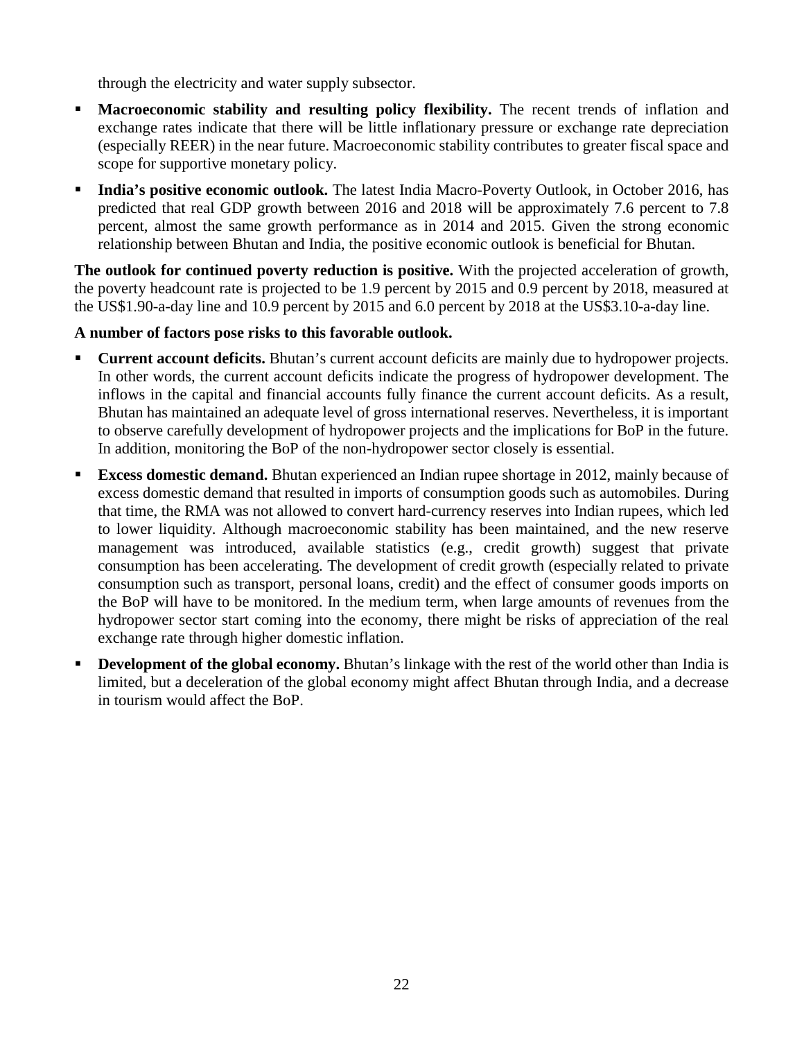through the electricity and water supply subsector.

- **Macroeconomic stability and resulting policy flexibility.** The recent trends of inflation and exchange rates indicate that there will be little inflationary pressure or exchange rate depreciation (especially REER) in the near future. Macroeconomic stability contributes to greater fiscal space and scope for supportive monetary policy.
- **India's positive economic outlook.** The latest India Macro-Poverty Outlook, in October 2016, has predicted that real GDP growth between 2016 and 2018 will be approximately 7.6 percent to 7.8 percent, almost the same growth performance as in 2014 and 2015. Given the strong economic relationship between Bhutan and India, the positive economic outlook is beneficial for Bhutan.

**The outlook for continued poverty reduction is positive.** With the projected acceleration of growth, the poverty headcount rate is projected to be 1.9 percent by 2015 and 0.9 percent by 2018, measured at the US$1.90-a-day line and 10.9 percent by 2015 and 6.0 percent by 2018 at the US$3.10-a-day line.

**A number of factors pose risks to this favorable outlook.**

- **Current account deficits.** Bhutan's current account deficits are mainly due to hydropower projects. In other words, the current account deficits indicate the progress of hydropower development. The inflows in the capital and financial accounts fully finance the current account deficits. As a result, Bhutan has maintained an adequate level of gross international reserves. Nevertheless, it is important to observe carefully development of hydropower projects and the implications for BoP in the future. In addition, monitoring the BoP of the non-hydropower sector closely is essential.
- **Excess domestic demand.** Bhutan experienced an Indian rupee shortage in 2012, mainly because of excess domestic demand that resulted in imports of consumption goods such as automobiles. During that time, the RMA was not allowed to convert hard-currency reserves into Indian rupees, which led to lower liquidity. Although macroeconomic stability has been maintained, and the new reserve management was introduced, available statistics (e.g., credit growth) suggest that private consumption has been accelerating. The development of credit growth (especially related to private consumption such as transport, personal loans, credit) and the effect of consumer goods imports on the BoP will have to be monitored. In the medium term, when large amounts of revenues from the hydropower sector start coming into the economy, there might be risks of appreciation of the real exchange rate through higher domestic inflation.
- **Development of the global economy.** Bhutan's linkage with the rest of the world other than India is limited, but a deceleration of the global economy might affect Bhutan through India, and a decrease in tourism would affect the BoP.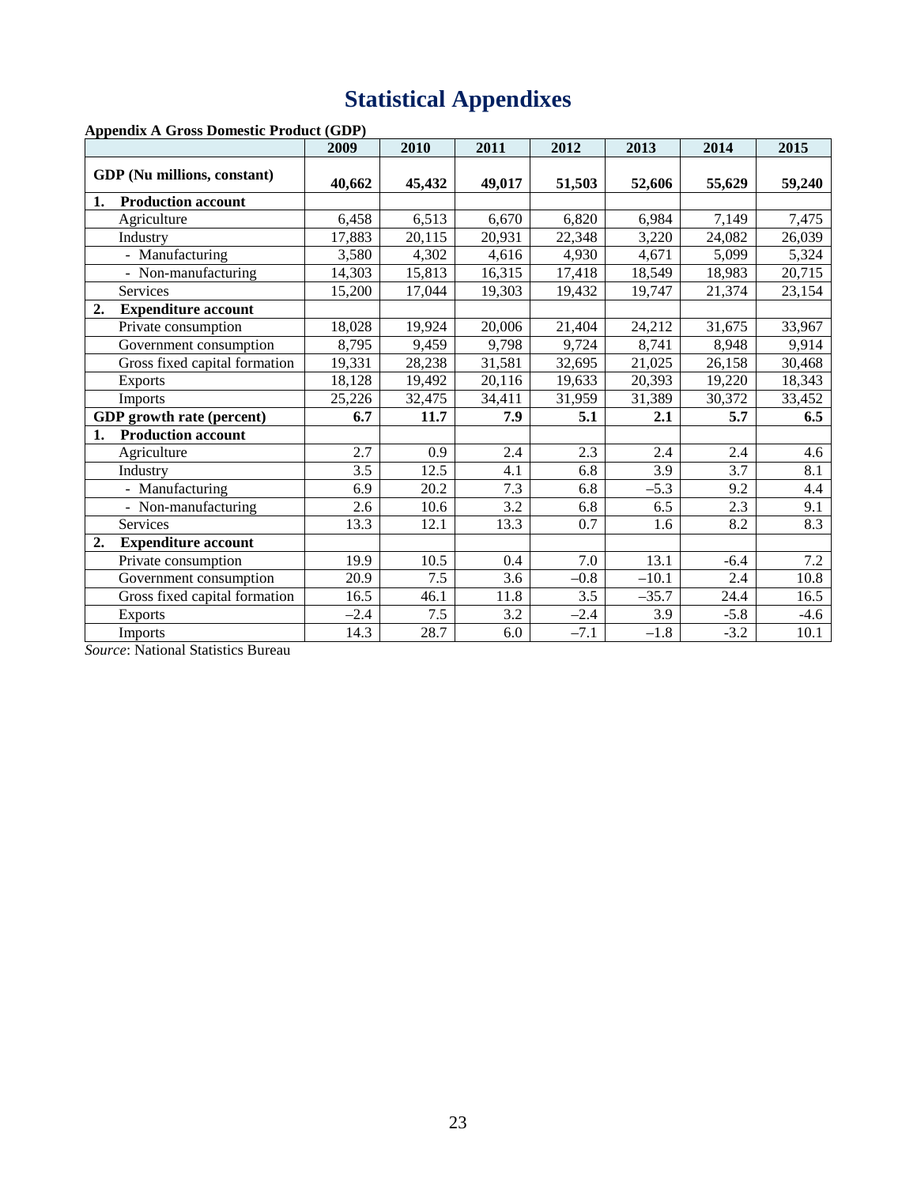# Statistical Appendixes

**Appendix A Gross Domestic Product (GDP)**

| | 2009 | 2010 | 2011 | 2012 | 2013 | 2014 | 2015 |
|---|---|---|---|---|---|---|---|
| **GDP (Nu millions, constant)** | **40,662** | **45,432** | **49,017** | **51,503** | **52,606** | **55,629** | **59,240** |
| **1. Production account** | | | | | | | |
| Agriculture | 6,458 | 6,513 | 6,670 | 6,820 | 6,984 | 7,149 | 7,475 |
| Industry | 17,883 | 20,115 | 20,931 | 22,348 | 3,220 | 24,082 | 26,039 |
| - Manufacturing | 3,580 | 4,302 | 4,616 | 4,930 | 4,671 | 5,099 | 5,324 |
| - Non-manufacturing | 14,303 | 15,813 | 16,315 | 17,418 | 18,549 | 18,983 | 20,715 |
| Services | 15,200 | 17,044 | 19,303 | 19,432 | 19,747 | 21,374 | 23,154 |
| **2. Expenditure account** | | | | | | | |
| Private consumption | 18,028 | 19,924 | 20,006 | 21,404 | 24,212 | 31,675 | 33,967 |
| Government consumption | 8,795 | 9,459 | 9,798 | 9,724 | 8,741 | 8,948 | 9,914 |
| Gross fixed capital formation | 19,331 | 28,238 | 31,581 | 32,695 | 21,025 | 26,158 | 30,468 |
| Exports | 18,128 | 19,492 | 20,116 | 19,633 | 20,393 | 19,220 | 18,343 |
| Imports | 25,226 | 32,475 | 34,411 | 31,959 | 31,389 | 30,372 | 33,452 |
| **GDP growth rate (percent)** | **6.7** | **11.7** | **7.9** | **5.1** | **2.1** | **5.7** | **6.5** |
| **1. Production account** | | | | | | | |
| Agriculture | 2.7 | 0.9 | 2.4 | 2.3 | 2.4 | 2.4 | 4.6 |
| Industry | 3.5 | 12.5 | 4.1 | 6.8 | 3.9 | 3.7 | 8.1 |
| - Manufacturing | 6.9 | 20.2 | 7.3 | 6.8 | –5.3 | 9.2 | 4.4 |
| - Non-manufacturing | 2.6 | 10.6 | 3.2 | 6.8 | 6.5 | 2.3 | 9.1 |
| Services | 13.3 | 12.1 | 13.3 | 0.7 | 1.6 | 8.2 | 8.3 |
| **2. Expenditure account** | | | | | | | |
| Private consumption | 19.9 | 10.5 | 0.4 | 7.0 | 13.1 | -6.4 | 7.2 |
| Government consumption | 20.9 | 7.5 | 3.6 | –0.8 | –10.1 | 2.4 | 10.8 |
| Gross fixed capital formation | 16.5 | 46.1 | 11.8 | 3.5 | –35.7 | 24.4 | 16.5 |
| Exports | –2.4 | 7.5 | 3.2 | –2.4 | 3.9 | -5.8 | -4.6 |
| Imports | 14.3 | 28.7 | 6.0 | –7.1 | –1.8 | -3.2 | 10.1 |

*Source*: National Statistics Bureau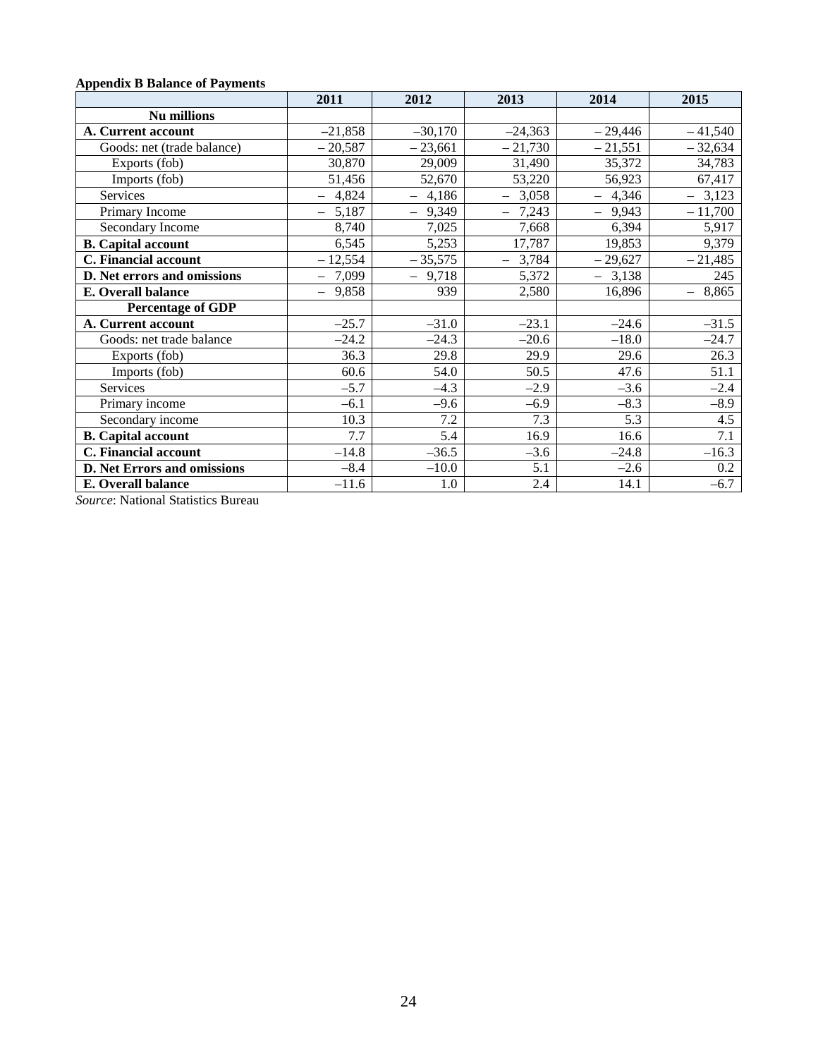**Appendix B Balance of Payments**

| | 2011 | 2012 | 2013 | 2014 | 2015 |
|---|---|---|---|---|---|
| **Nu millions** | | | | | |
| **A. Current account** | –21,858 | –30,170 | –24,363 | – 29,446 | – 41,540 |
| Goods: net (trade balance) | – 20,587 | – 23,661 | – 21,730 | – 21,551 | – 32,634 |
| Exports (fob) | 30,870 | 29,009 | 31,490 | 35,372 | 34,783 |
| Imports (fob) | 51,456 | 52,670 | 53,220 | 56,923 | 67,417 |
| Services | – 4,824 | – 4,186 | – 3,058 | – 4,346 | – 3,123 |
| Primary Income | – 5,187 | – 9,349 | – 7,243 | – 9,943 | – 11,700 |
| Secondary Income | 8,740 | 7,025 | 7,668 | 6,394 | 5,917 |
| **B. Capital account** | 6,545 | 5,253 | 17,787 | 19,853 | 9,379 |
| **C. Financial account** | – 12,554 | – 35,575 | – 3,784 | – 29,627 | – 21,485 |
| **D. Net errors and omissions** | – 7,099 | – 9,718 | 5,372 | – 3,138 | 245 |
| **E. Overall balance** | – 9,858 | 939 | 2,580 | 16,896 | – 8,865 |
| **Percentage of GDP** | | | | | |
| **A. Current account** | –25.7 | –31.0 | –23.1 | –24.6 | –31.5 |
| Goods: net trade balance | –24.2 | –24.3 | –20.6 | –18.0 | –24.7 |
| Exports (fob) | 36.3 | 29.8 | 29.9 | 29.6 | 26.3 |
| Imports (fob) | 60.6 | 54.0 | 50.5 | 47.6 | 51.1 |
| Services | –5.7 | –4.3 | –2.9 | –3.6 | –2.4 |
| Primary income | –6.1 | –9.6 | –6.9 | –8.3 | –8.9 |
| Secondary income | 10.3 | 7.2 | 7.3 | 5.3 | 4.5 |
| **B. Capital account** | 7.7 | 5.4 | 16.9 | 16.6 | 7.1 |
| **C. Financial account** | –14.8 | –36.5 | –3.6 | –24.8 | –16.3 |
| **D. Net Errors and omissions** | –8.4 | –10.0 | 5.1 | –2.6 | 0.2 |
| **E. Overall balance** | –11.6 | 1.0 | 2.4 | 14.1 | –6.7 |

*Source*: National Statistics Bureau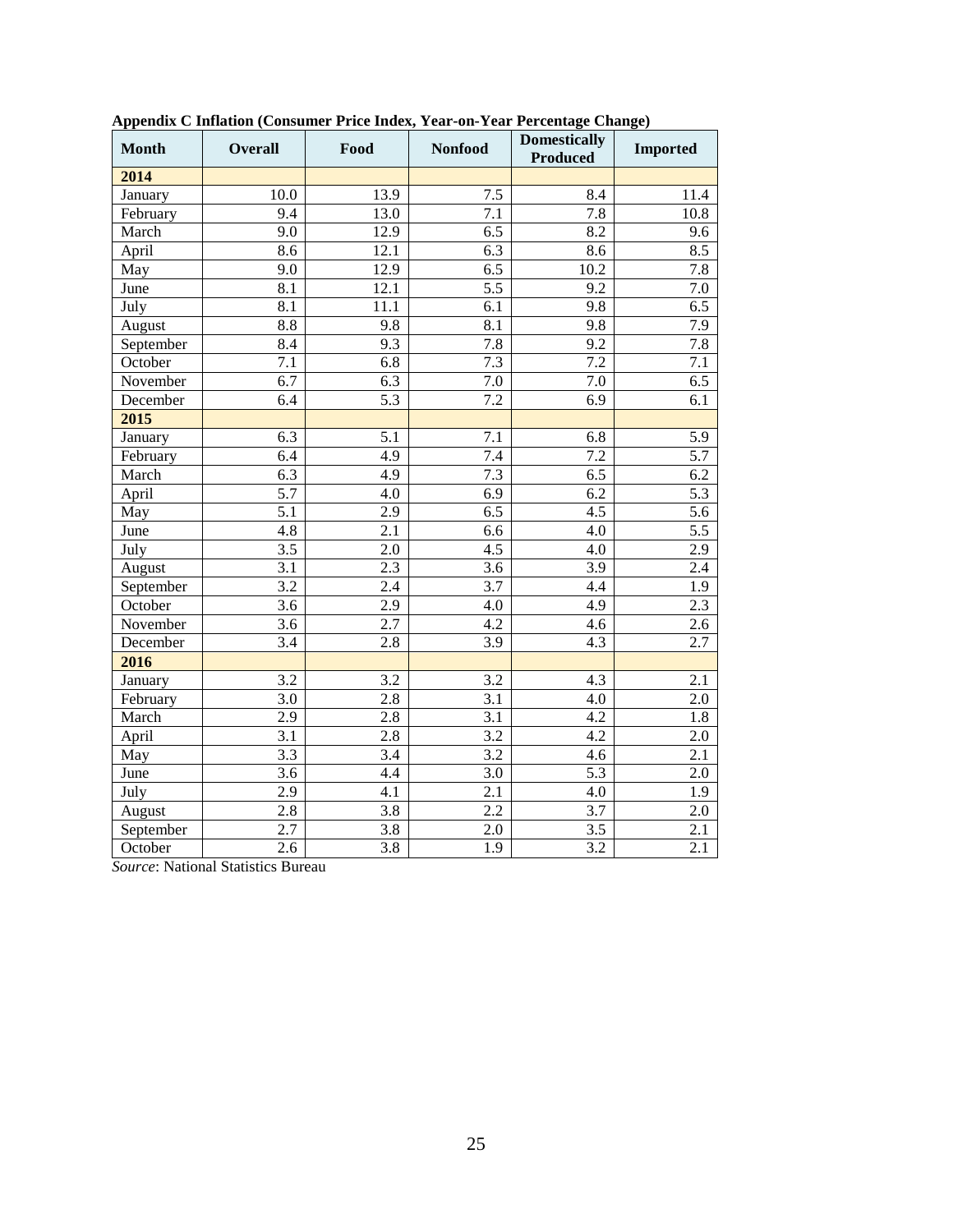**Appendix C Inflation (Consumer Price Index, Year-on-Year Percentage Change)**

| Month | Overall | Food | Nonfood | Domestically Produced | Imported |
|---|---|---|---|---|---|
| **2014** | | | | | |
| January | 10.0 | 13.9 | 7.5 | 8.4 | 11.4 |
| February | 9.4 | 13.0 | 7.1 | 7.8 | 10.8 |
| March | 9.0 | 12.9 | 6.5 | 8.2 | 9.6 |
| April | 8.6 | 12.1 | 6.3 | 8.6 | 8.5 |
| May | 9.0 | 12.9 | 6.5 | 10.2 | 7.8 |
| June | 8.1 | 12.1 | 5.5 | 9.2 | 7.0 |
| July | 8.1 | 11.1 | 6.1 | 9.8 | 6.5 |
| August | 8.8 | 9.8 | 8.1 | 9.8 | 7.9 |
| September | 8.4 | 9.3 | 7.8 | 9.2 | 7.8 |
| October | 7.1 | 6.8 | 7.3 | 7.2 | 7.1 |
| November | 6.7 | 6.3 | 7.0 | 7.0 | 6.5 |
| December | 6.4 | 5.3 | 7.2 | 6.9 | 6.1 |
| **2015** | | | | | |
| January | 6.3 | 5.1 | 7.1 | 6.8 | 5.9 |
| February | 6.4 | 4.9 | 7.4 | 7.2 | 5.7 |
| March | 6.3 | 4.9 | 7.3 | 6.5 | 6.2 |
| April | 5.7 | 4.0 | 6.9 | 6.2 | 5.3 |
| May | 5.1 | 2.9 | 6.5 | 4.5 | 5.6 |
| June | 4.8 | 2.1 | 6.6 | 4.0 | 5.5 |
| July | 3.5 | 2.0 | 4.5 | 4.0 | 2.9 |
| August | 3.1 | 2.3 | 3.6 | 3.9 | 2.4 |
| September | 3.2 | 2.4 | 3.7 | 4.4 | 1.9 |
| October | 3.6 | 2.9 | 4.0 | 4.9 | 2.3 |
| November | 3.6 | 2.7 | 4.2 | 4.6 | 2.6 |
| December | 3.4 | 2.8 | 3.9 | 4.3 | 2.7 |
| **2016** | | | | | |
| January | 3.2 | 3.2 | 3.2 | 4.3 | 2.1 |
| February | 3.0 | 2.8 | 3.1 | 4.0 | 2.0 |
| March | 2.9 | 2.8 | 3.1 | 4.2 | 1.8 |
| April | 3.1 | 2.8 | 3.2 | 4.2 | 2.0 |
| May | 3.3 | 3.4 | 3.2 | 4.6 | 2.1 |
| June | 3.6 | 4.4 | 3.0 | 5.3 | 2.0 |
| July | 2.9 | 4.1 | 2.1 | 4.0 | 1.9 |
| August | 2.8 | 3.8 | 2.2 | 3.7 | 2.0 |
| September | 2.7 | 3.8 | 2.0 | 3.5 | 2.1 |
| October | 2.6 | 3.8 | 1.9 | 3.2 | 2.1 |

*Source*: National Statistics Bureau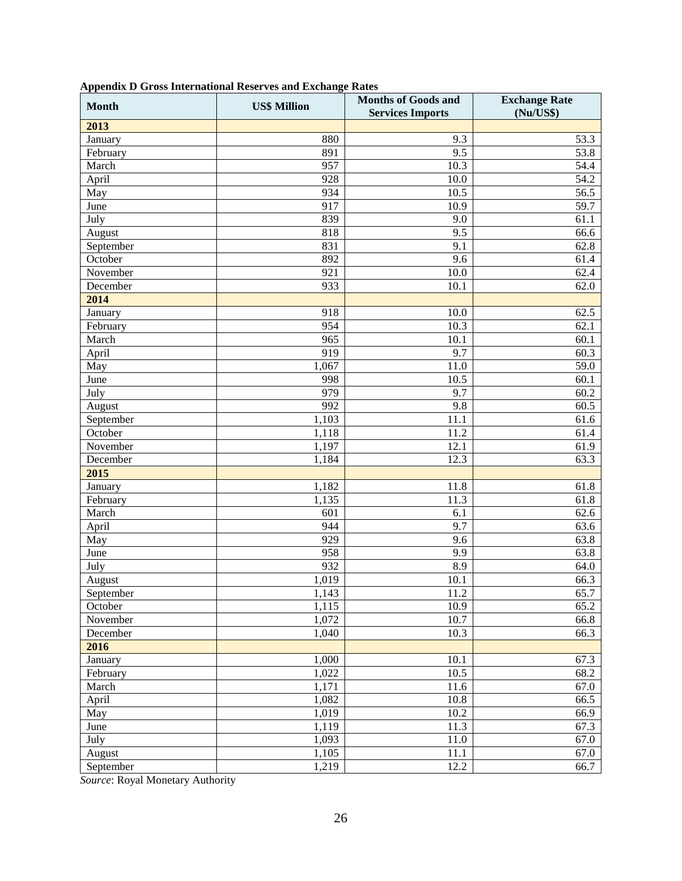**Appendix D Gross International Reserves and Exchange Rates**

| Month | US$ Million | Months of Goods and Services Imports | Exchange Rate (Nu/US$) |
|---|---|---|---|
| **2013** | | | |
| January | 880 | 9.3 | 53.3 |
| February | 891 | 9.5 | 53.8 |
| March | 957 | 10.3 | 54.4 |
| April | 928 | 10.0 | 54.2 |
| May | 934 | 10.5 | 56.5 |
| June | 917 | 10.9 | 59.7 |
| July | 839 | 9.0 | 61.1 |
| August | 818 | 9.5 | 66.6 |
| September | 831 | 9.1 | 62.8 |
| October | 892 | 9.6 | 61.4 |
| November | 921 | 10.0 | 62.4 |
| December | 933 | 10.1 | 62.0 |
| **2014** | | | |
| January | 918 | 10.0 | 62.5 |
| February | 954 | 10.3 | 62.1 |
| March | 965 | 10.1 | 60.1 |
| April | 919 | 9.7 | 60.3 |
| May | 1,067 | 11.0 | 59.0 |
| June | 998 | 10.5 | 60.1 |
| July | 979 | 9.7 | 60.2 |
| August | 992 | 9.8 | 60.5 |
| September | 1,103 | 11.1 | 61.6 |
| October | 1,118 | 11.2 | 61.4 |
| November | 1,197 | 12.1 | 61.9 |
| December | 1,184 | 12.3 | 63.3 |
| **2015** | | | |
| January | 1,182 | 11.8 | 61.8 |
| February | 1,135 | 11.3 | 61.8 |
| March | 601 | 6.1 | 62.6 |
| April | 944 | 9.7 | 63.6 |
| May | 929 | 9.6 | 63.8 |
| June | 958 | 9.9 | 63.8 |
| July | 932 | 8.9 | 64.0 |
| August | 1,019 | 10.1 | 66.3 |
| September | 1,143 | 11.2 | 65.7 |
| October | 1,115 | 10.9 | 65.2 |
| November | 1,072 | 10.7 | 66.8 |
| December | 1,040 | 10.3 | 66.3 |
| **2016** | | | |
| January | 1,000 | 10.1 | 67.3 |
| February | 1,022 | 10.5 | 68.2 |
| March | 1,171 | 11.6 | 67.0 |
| April | 1,082 | 10.8 | 66.5 |
| May | 1,019 | 10.2 | 66.9 |
| June | 1,119 | 11.3 | 67.3 |
| July | 1,093 | 11.0 | 67.0 |
| August | 1,105 | 11.1 | 67.0 |
| September | 1,219 | 12.2 | 66.7 |

*Source*: Royal Monetary Authority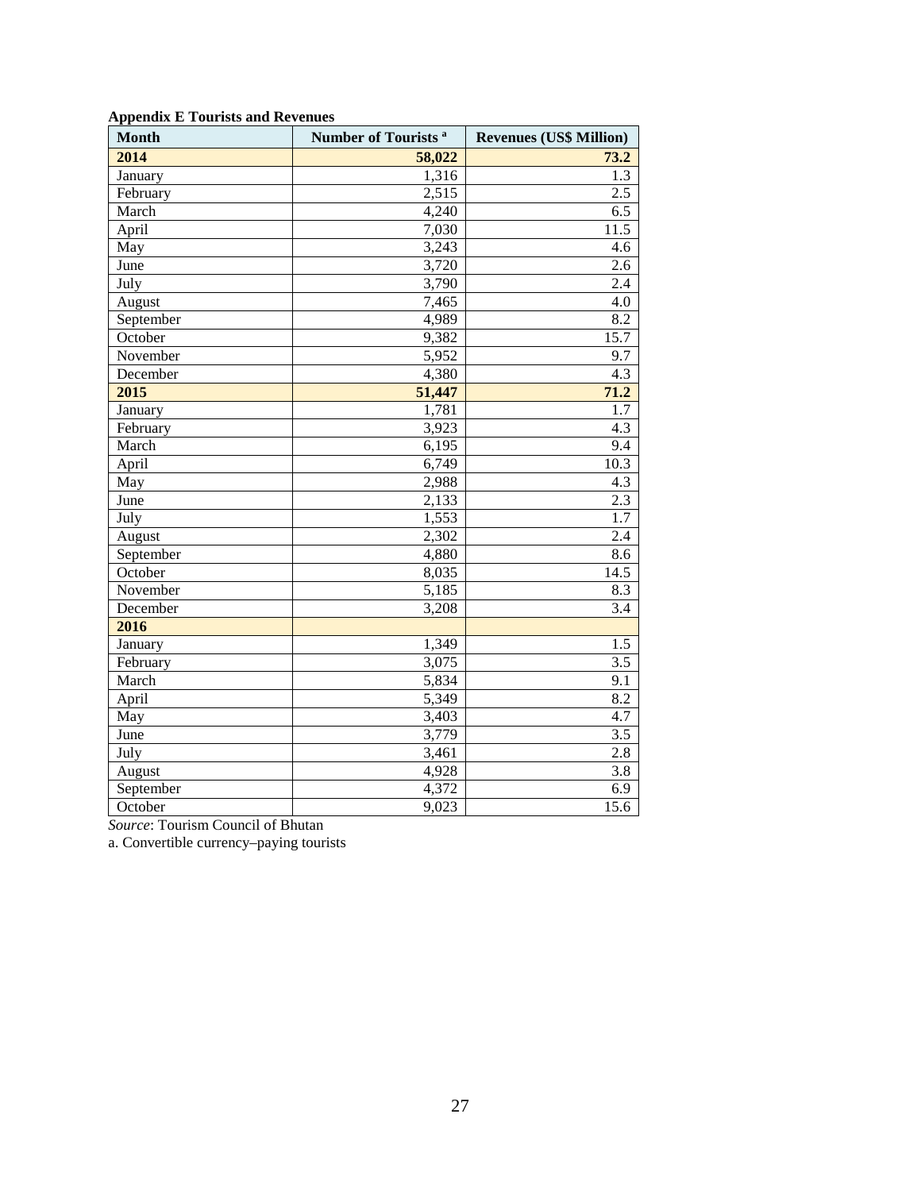**Appendix E Tourists and Revenues**

| Month | Number of Tourists [a] | Revenues (US$ Million) |
|---|---|---|
| **2014** | **58,022** | **73.2** |
| January | 1,316 | 1.3 |
| February | 2,515 | 2.5 |
| March | 4,240 | 6.5 |
| April | 7,030 | 11.5 |
| May | 3,243 | 4.6 |
| June | 3,720 | 2.6 |
| July | 3,790 | 2.4 |
| August | 7,465 | 4.0 |
| September | 4,989 | 8.2 |
| October | 9,382 | 15.7 |
| November | 5,952 | 9.7 |
| December | 4,380 | 4.3 |
| **2015** | **51,447** | **71.2** |
| January | 1,781 | 1.7 |
| February | 3,923 | 4.3 |
| March | 6,195 | 9.4 |
| April | 6,749 | 10.3 |
| May | 2,988 | 4.3 |
| June | 2,133 | 2.3 |
| July | 1,553 | 1.7 |
| August | 2,302 | 2.4 |
| September | 4,880 | 8.6 |
| October | 8,035 | 14.5 |
| November | 5,185 | 8.3 |
| December | 3,208 | 3.4 |
| **2016** | | |
| January | 1,349 | 1.5 |
| February | 3,075 | 3.5 |
| March | 5,834 | 9.1 |
| April | 5,349 | 8.2 |
| May | 3,403 | 4.7 |
| June | 3,779 | 3.5 |
| July | 3,461 | 2.8 |
| August | 4,928 | 3.8 |
| September | 4,372 | 6.9 |
| October | 9,023 | 15.6 |

*Source*: Tourism Council of Bhutan

a. Convertible currency–paying tourists